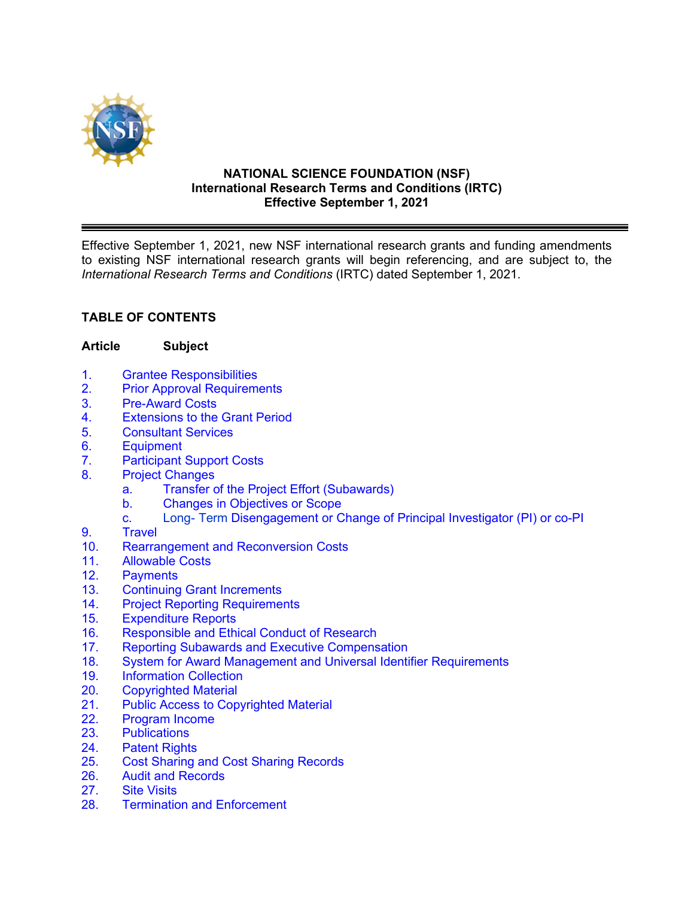# NATIONAL SCIENCE FOUNDATION (NSF)
## International Research Terms and Conditions (IRTC)
### Effective September 1, 2021

---

Effective September 1, 2021, new NSF international research grants and funding amendments to existing NSF international research grants will begin referencing, and are subject to, the *International Research Terms and Conditions* (IRTC) dated September 1, 2021.

## TABLE OF CONTENTS

| Article | Subject |
|---|---|
| 1. | Grantee Responsibilities |
| 2. | Prior Approval Requirements |
| 3. | Pre-Award Costs |
| 4. | Extensions to the Grant Period |
| 5. | Consultant Services |
| 6. | Equipment |
| 7. | Participant Support Costs |
| 8. | Project Changes |
| | a. Transfer of the Project Effort (Subawards) |
| | b. Changes in Objectives or Scope |
| | c. Long- Term Disengagement or Change of Principal Investigator (PI) or co-PI |
| 9. | Travel |
| 10. | Rearrangement and Reconversion Costs |
| 11. | Allowable Costs |
| 12. | Payments |
| 13. | Continuing Grant Increments |
| 14. | Project Reporting Requirements |
| 15. | Expenditure Reports |
| 16. | Responsible and Ethical Conduct of Research |
| 17. | Reporting Subawards and Executive Compensation |
| 18. | System for Award Management and Universal Identifier Requirements |
| 19. | Information Collection |
| 20. | Copyrighted Material |
| 21. | Public Access to Copyrighted Material |
| 22. | Program Income |
| 23. | Publications |
| 24. | Patent Rights |
| 25. | Cost Sharing and Cost Sharing Records |
| 26. | Audit and Records |
| 27. | Site Visits |
| 28. | Termination and Enforcement |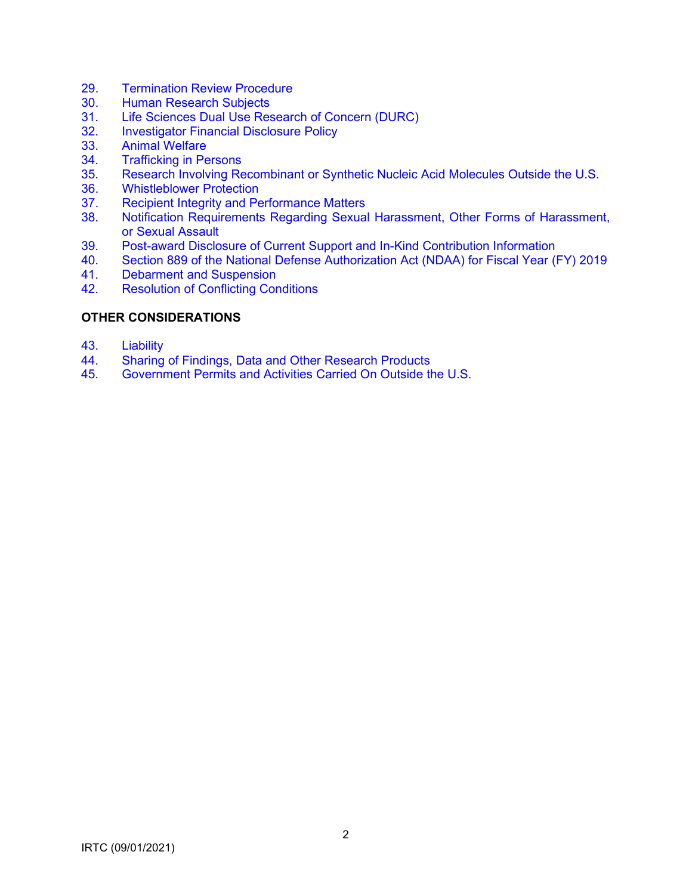29. Termination Review Procedure
30. Human Research Subjects
31. Life Sciences Dual Use Research of Concern (DURC)
32. Investigator Financial Disclosure Policy
33. Animal Welfare
34. Trafficking in Persons
35. Research Involving Recombinant or Synthetic Nucleic Acid Molecules Outside the U.S.
36. Whistleblower Protection
37. Recipient Integrity and Performance Matters
38. Notification Requirements Regarding Sexual Harassment, Other Forms of Harassment, or Sexual Assault
39. Post-award Disclosure of Current Support and In-Kind Contribution Information
40. Section 889 of the National Defense Authorization Act (NDAA) for Fiscal Year (FY) 2019
41. Debarment and Suspension
42. Resolution of Conflicting Conditions

**OTHER CONSIDERATIONS**

43. Liability
44. Sharing of Findings, Data and Other Research Products
45. Government Permits and Activities Carried On Outside the U.S.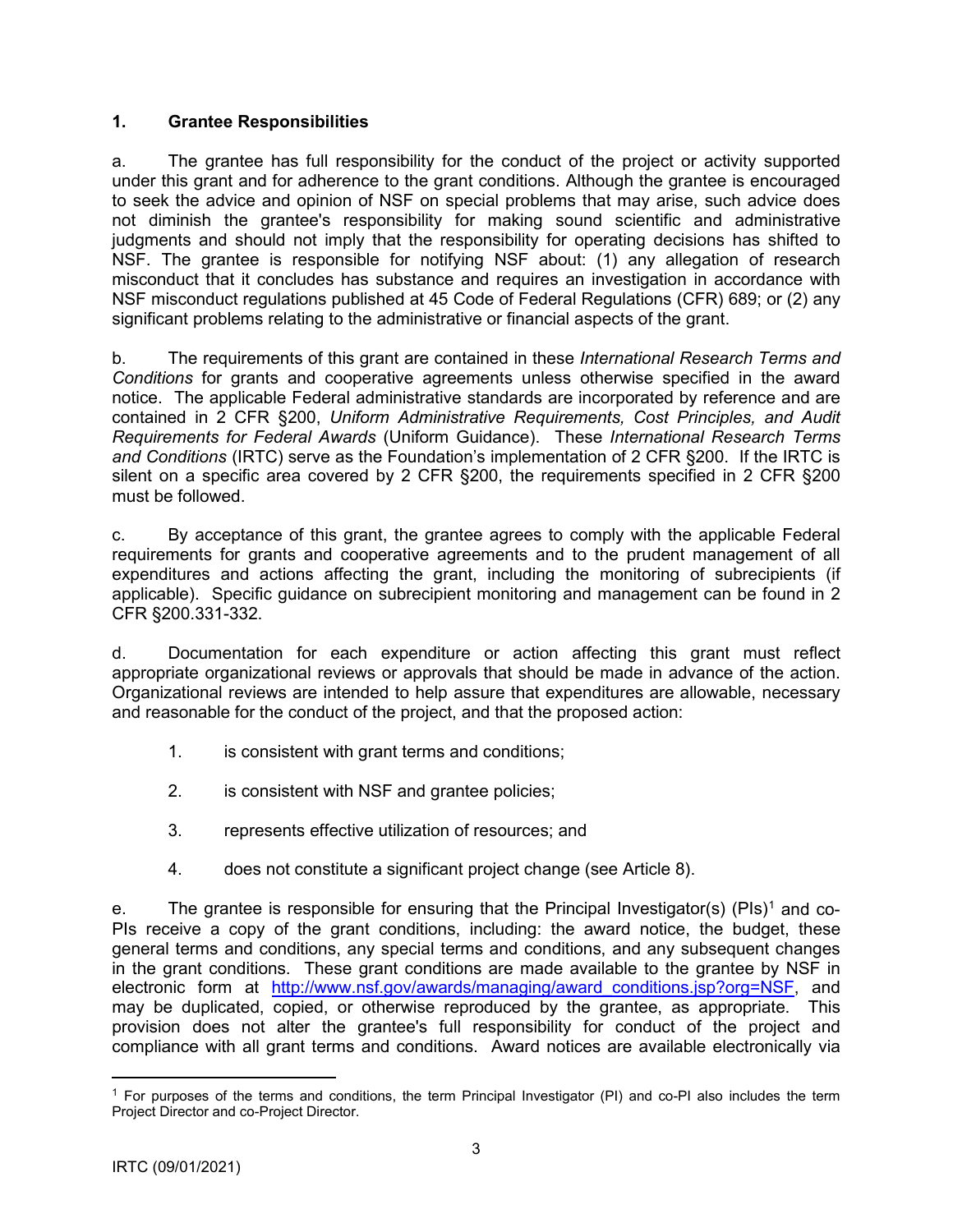## 1. Grantee Responsibilities

a. The grantee has full responsibility for the conduct of the project or activity supported under this grant and for adherence to the grant conditions. Although the grantee is encouraged to seek the advice and opinion of NSF on special problems that may arise, such advice does not diminish the grantee's responsibility for making sound scientific and administrative judgments and should not imply that the responsibility for operating decisions has shifted to NSF. The grantee is responsible for notifying NSF about: (1) any allegation of research misconduct that it concludes has substance and requires an investigation in accordance with NSF misconduct regulations published at 45 Code of Federal Regulations (CFR) 689; or (2) any significant problems relating to the administrative or financial aspects of the grant.

b. The requirements of this grant are contained in these *International Research Terms and Conditions* for grants and cooperative agreements unless otherwise specified in the award notice. The applicable Federal administrative standards are incorporated by reference and are contained in 2 CFR §200, *Uniform Administrative Requirements, Cost Principles, and Audit Requirements for Federal Awards* (Uniform Guidance). These *International Research Terms and Conditions* (IRTC) serve as the Foundation's implementation of 2 CFR §200. If the IRTC is silent on a specific area covered by 2 CFR §200, the requirements specified in 2 CFR §200 must be followed.

c. By acceptance of this grant, the grantee agrees to comply with the applicable Federal requirements for grants and cooperative agreements and to the prudent management of all expenditures and actions affecting the grant, including the monitoring of subrecipients (if applicable). Specific guidance on subrecipient monitoring and management can be found in 2 CFR §200.331-332.

d. Documentation for each expenditure or action affecting this grant must reflect appropriate organizational reviews or approvals that should be made in advance of the action. Organizational reviews are intended to help assure that expenditures are allowable, necessary and reasonable for the conduct of the project, and that the proposed action:

1. is consistent with grant terms and conditions;
2. is consistent with NSF and grantee policies;
3. represents effective utilization of resources; and
4. does not constitute a significant project change (see Article 8).

e. The grantee is responsible for ensuring that the Principal Investigator(s) (PIs)[1] and co-PIs receive a copy of the grant conditions, including: the award notice, the budget, these general terms and conditions, any special terms and conditions, and any subsequent changes in the grant conditions. These grant conditions are made available to the grantee by NSF in electronic form at http://www.nsf.gov/awards/managing/award_conditions.jsp?org=NSF, and may be duplicated, copied, or otherwise reproduced by the grantee, as appropriate. This provision does not alter the grantee's full responsibility for conduct of the project and compliance with all grant terms and conditions. Award notices are available electronically via

[1] For purposes of the terms and conditions, the term Principal Investigator (PI) and co-PI also includes the term Project Director and co-Project Director.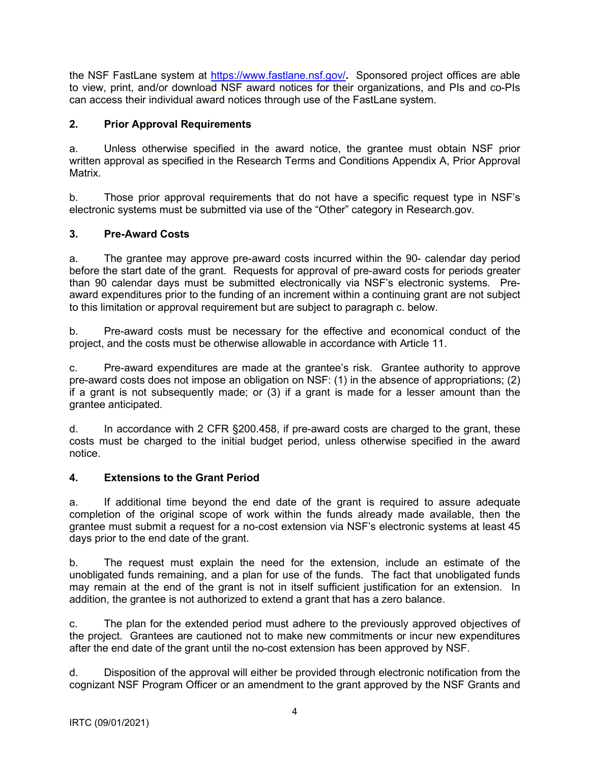the NSF FastLane system at [https://www.fastlane.nsf.gov/](https://www.fastlane.nsf.gov/). Sponsored project offices are able to view, print, and/or download NSF award notices for their organizations, and PIs and co-PIs can access their individual award notices through use of the FastLane system.

**2. Prior Approval Requirements**

a. Unless otherwise specified in the award notice, the grantee must obtain NSF prior written approval as specified in the Research Terms and Conditions Appendix A, Prior Approval Matrix.

b. Those prior approval requirements that do not have a specific request type in NSF's electronic systems must be submitted via use of the "Other" category in Research.gov.

**3. Pre-Award Costs**

a. The grantee may approve pre-award costs incurred within the 90- calendar day period before the start date of the grant. Requests for approval of pre-award costs for periods greater than 90 calendar days must be submitted electronically via NSF's electronic systems. Pre-award expenditures prior to the funding of an increment within a continuing grant are not subject to this limitation or approval requirement but are subject to paragraph c. below.

b. Pre-award costs must be necessary for the effective and economical conduct of the project, and the costs must be otherwise allowable in accordance with Article 11.

c. Pre-award expenditures are made at the grantee's risk. Grantee authority to approve pre-award costs does not impose an obligation on NSF: (1) in the absence of appropriations; (2) if a grant is not subsequently made; or (3) if a grant is made for a lesser amount than the grantee anticipated.

d. In accordance with 2 CFR §200.458, if pre-award costs are charged to the grant, these costs must be charged to the initial budget period, unless otherwise specified in the award notice.

**4. Extensions to the Grant Period**

a. If additional time beyond the end date of the grant is required to assure adequate completion of the original scope of work within the funds already made available, then the grantee must submit a request for a no-cost extension via NSF's electronic systems at least 45 days prior to the end date of the grant.

b. The request must explain the need for the extension, include an estimate of the unobligated funds remaining, and a plan for use of the funds. The fact that unobligated funds may remain at the end of the grant is not in itself sufficient justification for an extension. In addition, the grantee is not authorized to extend a grant that has a zero balance.

c. The plan for the extended period must adhere to the previously approved objectives of the project. Grantees are cautioned not to make new commitments or incur new expenditures after the end date of the grant until the no-cost extension has been approved by NSF.

d. Disposition of the approval will either be provided through electronic notification from the cognizant NSF Program Officer or an amendment to the grant approved by the NSF Grants and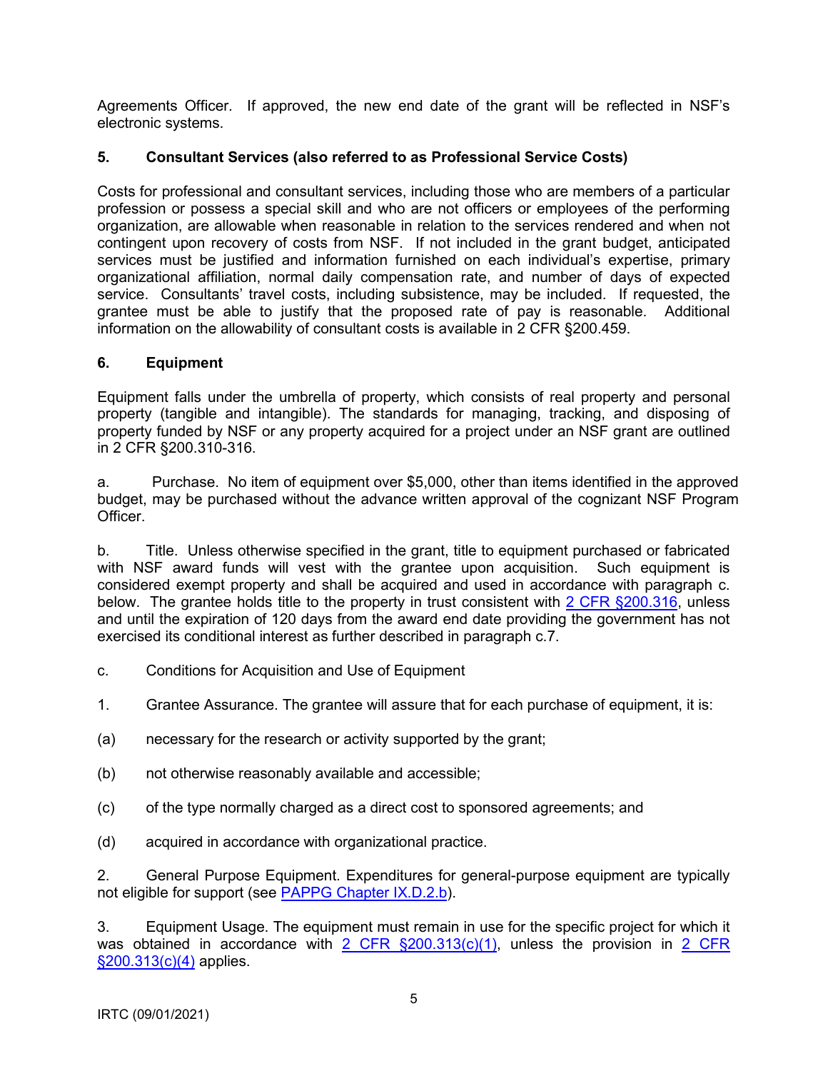Agreements Officer. If approved, the new end date of the grant will be reflected in NSF's electronic systems.

**5. Consultant Services (also referred to as Professional Service Costs)**

Costs for professional and consultant services, including those who are members of a particular profession or possess a special skill and who are not officers or employees of the performing organization, are allowable when reasonable in relation to the services rendered and when not contingent upon recovery of costs from NSF. If not included in the grant budget, anticipated services must be justified and information furnished on each individual's expertise, primary organizational affiliation, normal daily compensation rate, and number of days of expected service. Consultants' travel costs, including subsistence, may be included. If requested, the grantee must be able to justify that the proposed rate of pay is reasonable. Additional information on the allowability of consultant costs is available in 2 CFR §200.459.

**6. Equipment**

Equipment falls under the umbrella of property, which consists of real property and personal property (tangible and intangible). The standards for managing, tracking, and disposing of property funded by NSF or any property acquired for a project under an NSF grant are outlined in 2 CFR §200.310-316.

a. Purchase. No item of equipment over $5,000, other than items identified in the approved budget, may be purchased without the advance written approval of the cognizant NSF Program Officer.

b. Title. Unless otherwise specified in the grant, title to equipment purchased or fabricated with NSF award funds will vest with the grantee upon acquisition. Such equipment is considered exempt property and shall be acquired and used in accordance with paragraph c. below. The grantee holds title to the property in trust consistent with 2 CFR §200.316, unless and until the expiration of 120 days from the award end date providing the government has not exercised its conditional interest as further described in paragraph c.7.

c. Conditions for Acquisition and Use of Equipment

1. Grantee Assurance. The grantee will assure that for each purchase of equipment, it is:

(a) necessary for the research or activity supported by the grant;

(b) not otherwise reasonably available and accessible;

(c) of the type normally charged as a direct cost to sponsored agreements; and

(d) acquired in accordance with organizational practice.

2. General Purpose Equipment. Expenditures for general-purpose equipment are typically not eligible for support (see PAPPG Chapter IX.D.2.b).

3. Equipment Usage. The equipment must remain in use for the specific project for which it was obtained in accordance with 2 CFR §200.313(c)(1), unless the provision in 2 CFR §200.313(c)(4) applies.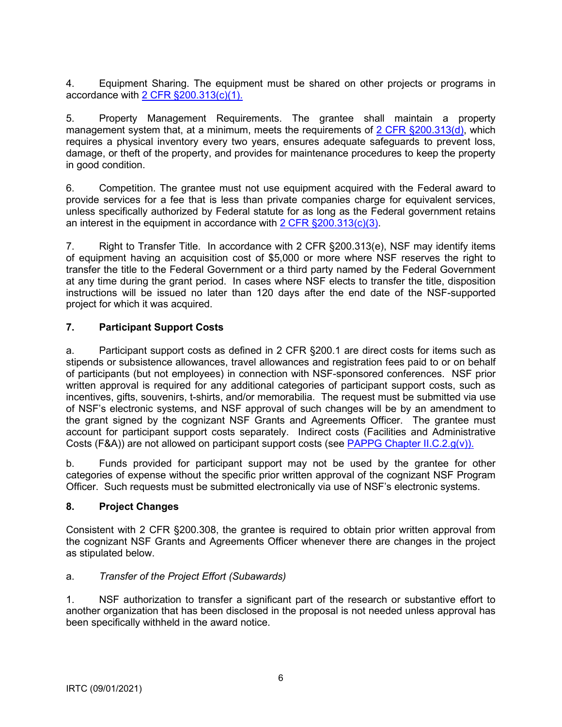4. Equipment Sharing. The equipment must be shared on other projects or programs in accordance with [2 CFR §200.313(c)(1).](#)

5. Property Management Requirements. The grantee shall maintain a property management system that, at a minimum, meets the requirements of [2 CFR §200.313(d)](#), which requires a physical inventory every two years, ensures adequate safeguards to prevent loss, damage, or theft of the property, and provides for maintenance procedures to keep the property in good condition.

6. Competition. The grantee must not use equipment acquired with the Federal award to provide services for a fee that is less than private companies charge for equivalent services, unless specifically authorized by Federal statute for as long as the Federal government retains an interest in the equipment in accordance with [2 CFR §200.313(c)(3)](#).

7. Right to Transfer Title. In accordance with 2 CFR §200.313(e), NSF may identify items of equipment having an acquisition cost of $5,000 or more where NSF reserves the right to transfer the title to the Federal Government or a third party named by the Federal Government at any time during the grant period. In cases where NSF elects to transfer the title, disposition instructions will be issued no later than 120 days after the end date of the NSF-supported project for which it was acquired.

## 7. Participant Support Costs

a. Participant support costs as defined in 2 CFR §200.1 are direct costs for items such as stipends or subsistence allowances, travel allowances and registration fees paid to or on behalf of participants (but not employees) in connection with NSF-sponsored conferences. NSF prior written approval is required for any additional categories of participant support costs, such as incentives, gifts, souvenirs, t-shirts, and/or memorabilia. The request must be submitted via use of NSF's electronic systems, and NSF approval of such changes will be by an amendment to the grant signed by the cognizant NSF Grants and Agreements Officer. The grantee must account for participant support costs separately. Indirect costs (Facilities and Administrative Costs (F&A)) are not allowed on participant support costs (see [PAPPG Chapter II.C.2.g(v)).](#)

b. Funds provided for participant support may not be used by the grantee for other categories of expense without the specific prior written approval of the cognizant NSF Program Officer. Such requests must be submitted electronically via use of NSF's electronic systems.

## 8. Project Changes

Consistent with 2 CFR §200.308, the grantee is required to obtain prior written approval from the cognizant NSF Grants and Agreements Officer whenever there are changes in the project as stipulated below.

a. *Transfer of the Project Effort (Subawards)*

1. NSF authorization to transfer a significant part of the research or substantive effort to another organization that has been disclosed in the proposal is not needed unless approval has been specifically withheld in the award notice.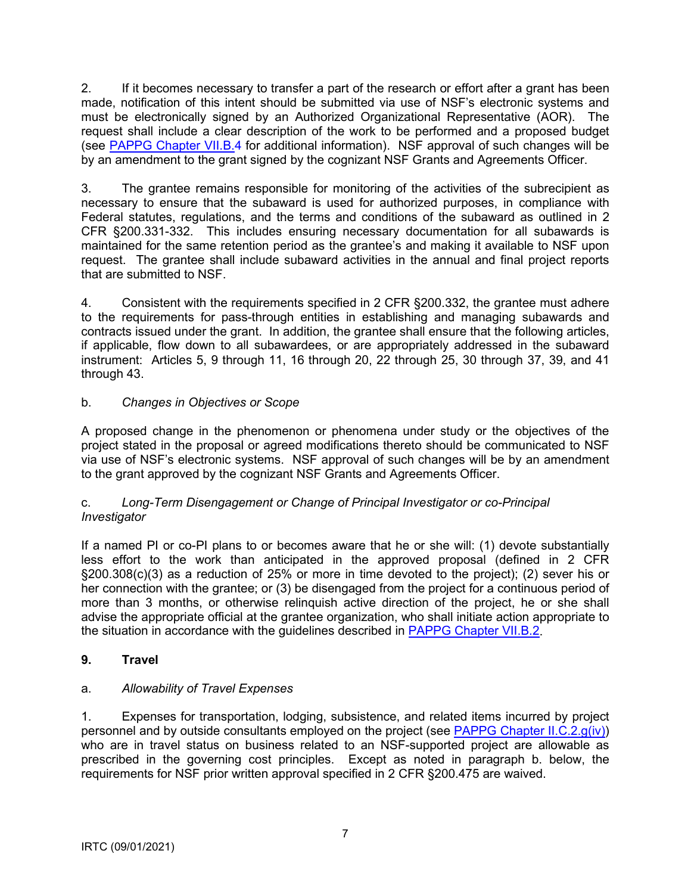2. If it becomes necessary to transfer a part of the research or effort after a grant has been made, notification of this intent should be submitted via use of NSF's electronic systems and must be electronically signed by an Authorized Organizational Representative (AOR). The request shall include a clear description of the work to be performed and a proposed budget (see PAPPG Chapter VII.B.4 for additional information). NSF approval of such changes will be by an amendment to the grant signed by the cognizant NSF Grants and Agreements Officer.

3. The grantee remains responsible for monitoring of the activities of the subrecipient as necessary to ensure that the subaward is used for authorized purposes, in compliance with Federal statutes, regulations, and the terms and conditions of the subaward as outlined in 2 CFR §200.331-332. This includes ensuring necessary documentation for all subawards is maintained for the same retention period as the grantee's and making it available to NSF upon request. The grantee shall include subaward activities in the annual and final project reports that are submitted to NSF.

4. Consistent with the requirements specified in 2 CFR §200.332, the grantee must adhere to the requirements for pass-through entities in establishing and managing subawards and contracts issued under the grant. In addition, the grantee shall ensure that the following articles, if applicable, flow down to all subawardees, or are appropriately addressed in the subaward instrument: Articles 5, 9 through 11, 16 through 20, 22 through 25, 30 through 37, 39, and 41 through 43.

b. *Changes in Objectives or Scope*

A proposed change in the phenomenon or phenomena under study or the objectives of the project stated in the proposal or agreed modifications thereto should be communicated to NSF via use of NSF's electronic systems. NSF approval of such changes will be by an amendment to the grant approved by the cognizant NSF Grants and Agreements Officer.

c. *Long-Term Disengagement or Change of Principal Investigator or co-Principal Investigator*

If a named PI or co-PI plans to or becomes aware that he or she will: (1) devote substantially less effort to the work than anticipated in the approved proposal (defined in 2 CFR §200.308(c)(3) as a reduction of 25% or more in time devoted to the project); (2) sever his or her connection with the grantee; or (3) be disengaged from the project for a continuous period of more than 3 months, or otherwise relinquish active direction of the project, he or she shall advise the appropriate official at the grantee organization, who shall initiate action appropriate to the situation in accordance with the guidelines described in PAPPG Chapter VII.B.2.

## 9. Travel

a. *Allowability of Travel Expenses*

1. Expenses for transportation, lodging, subsistence, and related items incurred by project personnel and by outside consultants employed on the project (see PAPPG Chapter II.C.2.g(iv)) who are in travel status on business related to an NSF-supported project are allowable as prescribed in the governing cost principles. Except as noted in paragraph b. below, the requirements for NSF prior written approval specified in 2 CFR §200.475 are waived.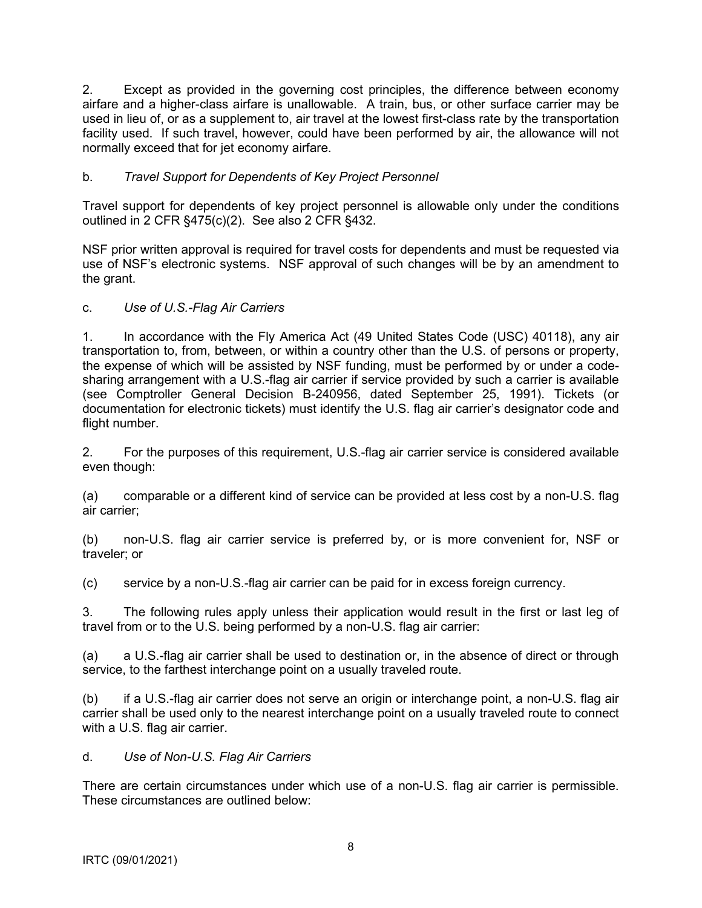2. Except as provided in the governing cost principles, the difference between economy airfare and a higher-class airfare is unallowable. A train, bus, or other surface carrier may be used in lieu of, or as a supplement to, air travel at the lowest first-class rate by the transportation facility used. If such travel, however, could have been performed by air, the allowance will not normally exceed that for jet economy airfare.

b. *Travel Support for Dependents of Key Project Personnel*

Travel support for dependents of key project personnel is allowable only under the conditions outlined in 2 CFR §475(c)(2). See also 2 CFR §432.

NSF prior written approval is required for travel costs for dependents and must be requested via use of NSF's electronic systems. NSF approval of such changes will be by an amendment to the grant.

c. *Use of U.S.-Flag Air Carriers*

1. In accordance with the Fly America Act (49 United States Code (USC) 40118), any air transportation to, from, between, or within a country other than the U.S. of persons or property, the expense of which will be assisted by NSF funding, must be performed by or under a code-sharing arrangement with a U.S.-flag air carrier if service provided by such a carrier is available (see Comptroller General Decision B-240956, dated September 25, 1991). Tickets (or documentation for electronic tickets) must identify the U.S. flag air carrier's designator code and flight number.

2. For the purposes of this requirement, U.S.-flag air carrier service is considered available even though:

(a) comparable or a different kind of service can be provided at less cost by a non-U.S. flag air carrier;

(b) non-U.S. flag air carrier service is preferred by, or is more convenient for, NSF or traveler; or

(c) service by a non-U.S.-flag air carrier can be paid for in excess foreign currency.

3. The following rules apply unless their application would result in the first or last leg of travel from or to the U.S. being performed by a non-U.S. flag air carrier:

(a) a U.S.-flag air carrier shall be used to destination or, in the absence of direct or through service, to the farthest interchange point on a usually traveled route.

(b) if a U.S.-flag air carrier does not serve an origin or interchange point, a non-U.S. flag air carrier shall be used only to the nearest interchange point on a usually traveled route to connect with a U.S. flag air carrier.

d. *Use of Non-U.S. Flag Air Carriers*

There are certain circumstances under which use of a non-U.S. flag air carrier is permissible. These circumstances are outlined below: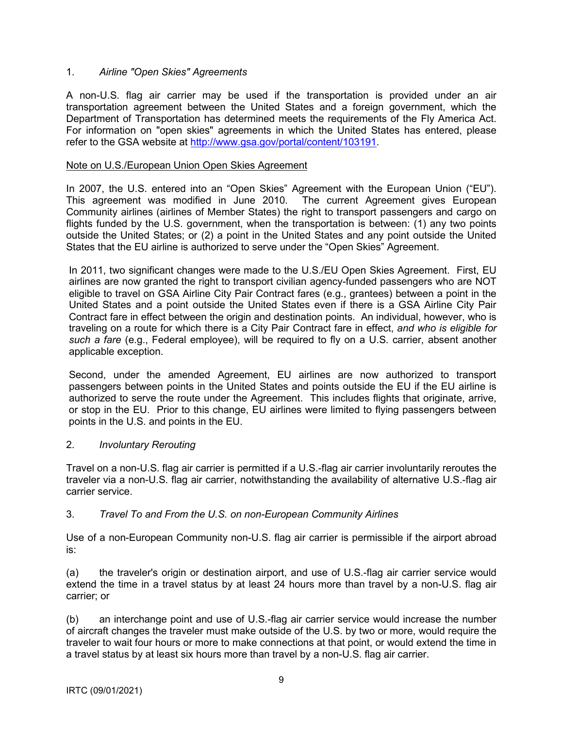1. *Airline "Open Skies" Agreements*

A non-U.S. flag air carrier may be used if the transportation is provided under an air transportation agreement between the United States and a foreign government, which the Department of Transportation has determined meets the requirements of the Fly America Act. For information on "open skies" agreements in which the United States has entered, please refer to the GSA website at [http://www.gsa.gov/portal/content/103191](http://www.gsa.gov/portal/content/103191).

<u>Note on U.S./European Union Open Skies Agreement</u>

In 2007, the U.S. entered into an "Open Skies" Agreement with the European Union ("EU"). This agreement was modified in June 2010. The current Agreement gives European Community airlines (airlines of Member States) the right to transport passengers and cargo on flights funded by the U.S. government, when the transportation is between: (1) any two points outside the United States; or (2) a point in the United States and any point outside the United States that the EU airline is authorized to serve under the "Open Skies" Agreement.

In 2011, two significant changes were made to the U.S./EU Open Skies Agreement. First, EU airlines are now granted the right to transport civilian agency-funded passengers who are NOT eligible to travel on GSA Airline City Pair Contract fares (e.g., grantees) between a point in the United States and a point outside the United States even if there is a GSA Airline City Pair Contract fare in effect between the origin and destination points. An individual, however, who is traveling on a route for which there is a City Pair Contract fare in effect, *and who is eligible for such a fare* (e.g., Federal employee), will be required to fly on a U.S. carrier, absent another applicable exception.

Second, under the amended Agreement, EU airlines are now authorized to transport passengers between points in the United States and points outside the EU if the EU airline is authorized to serve the route under the Agreement. This includes flights that originate, arrive, or stop in the EU. Prior to this change, EU airlines were limited to flying passengers between points in the U.S. and points in the EU.

2. *Involuntary Rerouting*

Travel on a non-U.S. flag air carrier is permitted if a U.S.-flag air carrier involuntarily reroutes the traveler via a non-U.S. flag air carrier, notwithstanding the availability of alternative U.S.-flag air carrier service.

3. *Travel To and From the U.S. on non-European Community Airlines*

Use of a non-European Community non-U.S. flag air carrier is permissible if the airport abroad is:

(a) the traveler's origin or destination airport, and use of U.S.-flag air carrier service would extend the time in a travel status by at least 24 hours more than travel by a non-U.S. flag air carrier; or

(b) an interchange point and use of U.S.-flag air carrier service would increase the number of aircraft changes the traveler must make outside of the U.S. by two or more, would require the traveler to wait four hours or more to make connections at that point, or would extend the time in a travel status by at least six hours more than travel by a non-U.S. flag air carrier.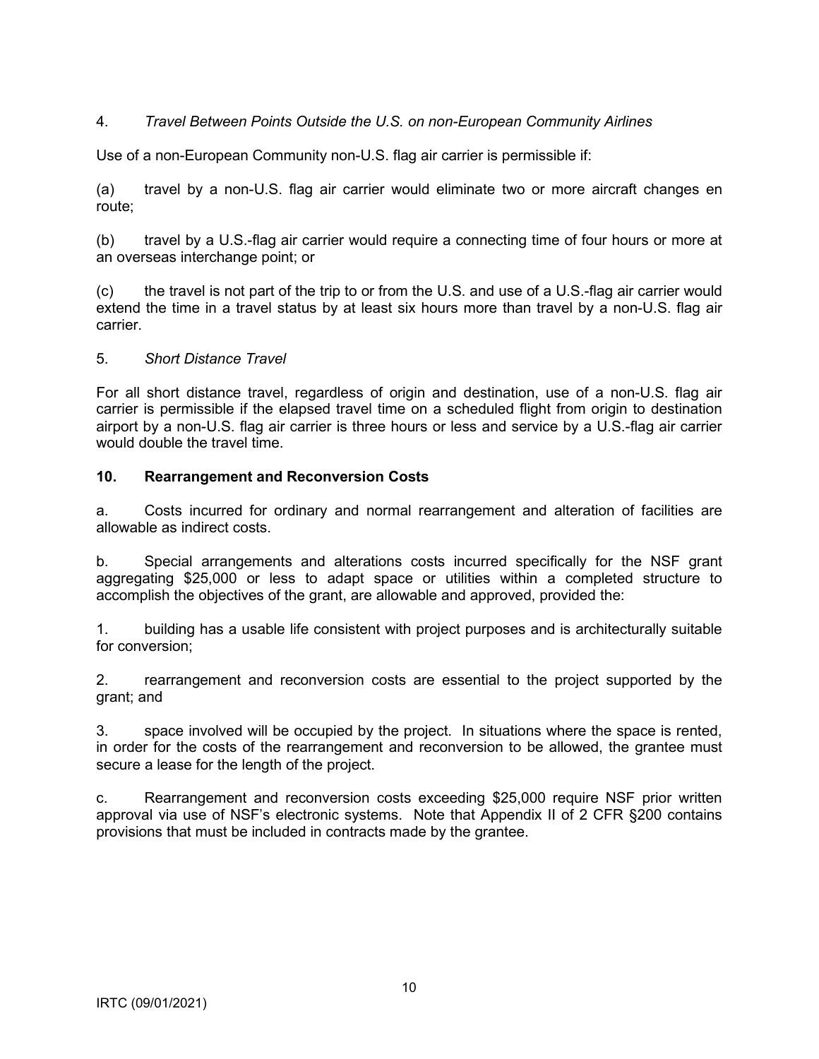4. *Travel Between Points Outside the U.S. on non-European Community Airlines*

Use of a non-European Community non-U.S. flag air carrier is permissible if:

(a) travel by a non-U.S. flag air carrier would eliminate two or more aircraft changes en route;

(b) travel by a U.S.-flag air carrier would require a connecting time of four hours or more at an overseas interchange point; or

(c) the travel is not part of the trip to or from the U.S. and use of a U.S.-flag air carrier would extend the time in a travel status by at least six hours more than travel by a non-U.S. flag air carrier.

5. *Short Distance Travel*

For all short distance travel, regardless of origin and destination, use of a non-U.S. flag air carrier is permissible if the elapsed travel time on a scheduled flight from origin to destination airport by a non-U.S. flag air carrier is three hours or less and service by a U.S.-flag air carrier would double the travel time.

**10. Rearrangement and Reconversion Costs**

a. Costs incurred for ordinary and normal rearrangement and alteration of facilities are allowable as indirect costs.

b. Special arrangements and alterations costs incurred specifically for the NSF grant aggregating $25,000 or less to adapt space or utilities within a completed structure to accomplish the objectives of the grant, are allowable and approved, provided the:

1. building has a usable life consistent with project purposes and is architecturally suitable for conversion;

2. rearrangement and reconversion costs are essential to the project supported by the grant; and

3. space involved will be occupied by the project. In situations where the space is rented, in order for the costs of the rearrangement and reconversion to be allowed, the grantee must secure a lease for the length of the project.

c. Rearrangement and reconversion costs exceeding $25,000 require NSF prior written approval via use of NSF's electronic systems. Note that Appendix II of 2 CFR §200 contains provisions that must be included in contracts made by the grantee.

IRTC (09/01/2021)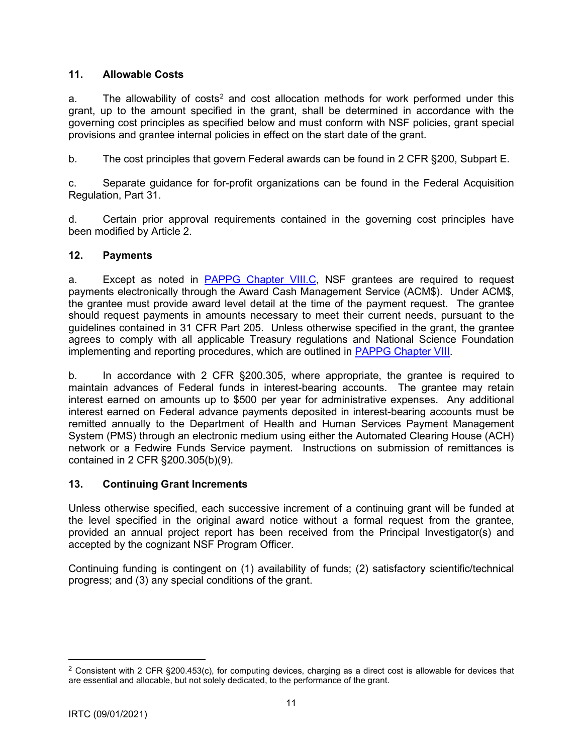### 11. Allowable Costs

a. The allowability of costs[2] and cost allocation methods for work performed under this grant, up to the amount specified in the grant, shall be determined in accordance with the governing cost principles as specified below and must conform with NSF policies, grant special provisions and grantee internal policies in effect on the start date of the grant.

b. The cost principles that govern Federal awards can be found in 2 CFR §200, Subpart E.

c. Separate guidance for for-profit organizations can be found in the Federal Acquisition Regulation, Part 31.

d. Certain prior approval requirements contained in the governing cost principles have been modified by Article 2.

### 12. Payments

a. Except as noted in PAPPG Chapter VIII.C, NSF grantees are required to request payments electronically through the Award Cash Management Service (ACM$). Under ACM$, the grantee must provide award level detail at the time of the payment request. The grantee should request payments in amounts necessary to meet their current needs, pursuant to the guidelines contained in 31 CFR Part 205. Unless otherwise specified in the grant, the grantee agrees to comply with all applicable Treasury regulations and National Science Foundation implementing and reporting procedures, which are outlined in PAPPG Chapter VIII.

b. In accordance with 2 CFR §200.305, where appropriate, the grantee is required to maintain advances of Federal funds in interest-bearing accounts. The grantee may retain interest earned on amounts up to $500 per year for administrative expenses. Any additional interest earned on Federal advance payments deposited in interest-bearing accounts must be remitted annually to the Department of Health and Human Services Payment Management System (PMS) through an electronic medium using either the Automated Clearing House (ACH) network or a Fedwire Funds Service payment. Instructions on submission of remittances is contained in 2 CFR §200.305(b)(9).

### 13. Continuing Grant Increments

Unless otherwise specified, each successive increment of a continuing grant will be funded at the level specified in the original award notice without a formal request from the grantee, provided an annual project report has been received from the Principal Investigator(s) and accepted by the cognizant NSF Program Officer.

Continuing funding is contingent on (1) availability of funds; (2) satisfactory scientific/technical progress; and (3) any special conditions of the grant.

---

[2] Consistent with 2 CFR §200.453(c), for computing devices, charging as a direct cost is allowable for devices that are essential and allocable, but not solely dedicated, to the performance of the grant.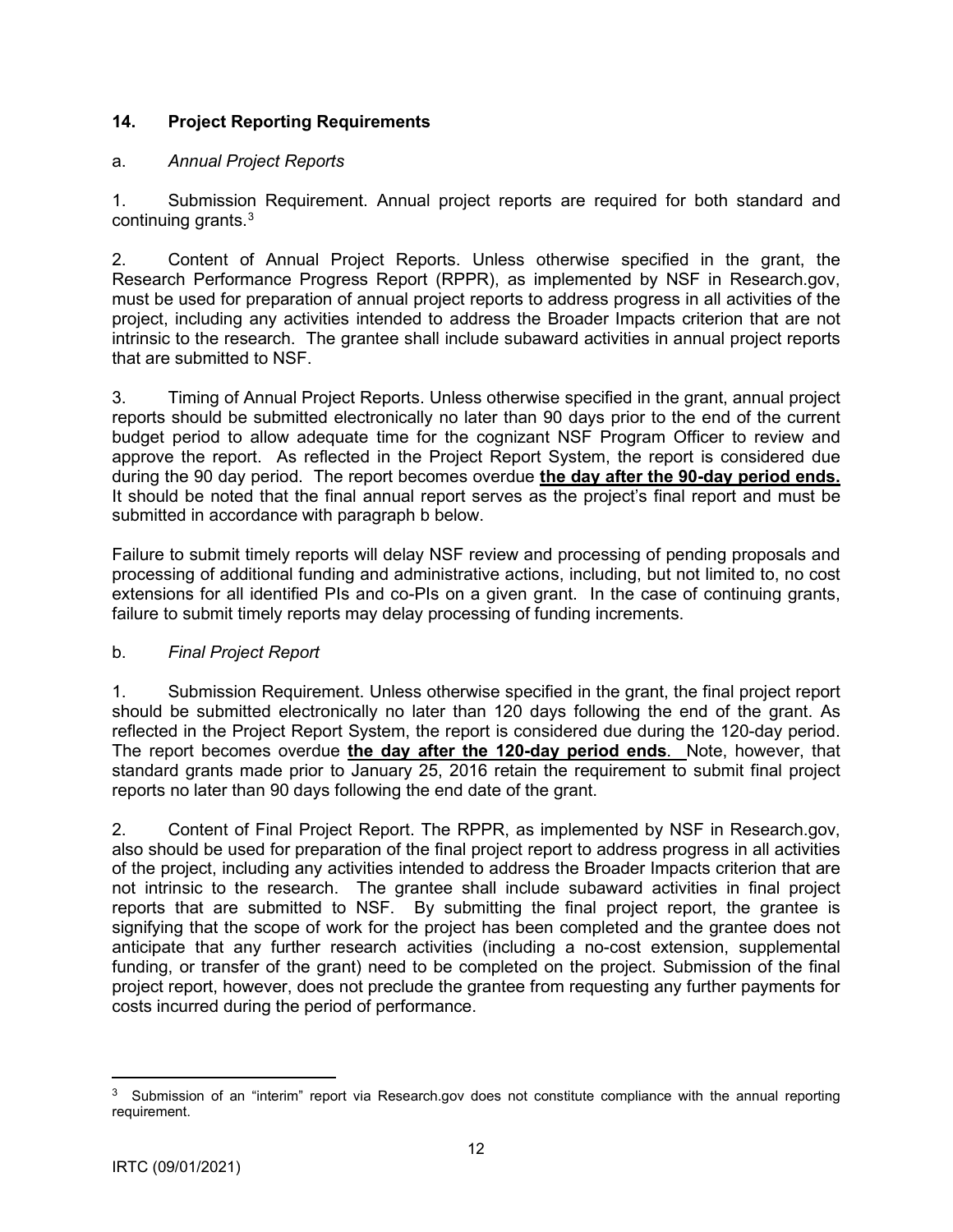## 14. Project Reporting Requirements

a. *Annual Project Reports*

1. Submission Requirement. Annual project reports are required for both standard and continuing grants.[3]

2. Content of Annual Project Reports. Unless otherwise specified in the grant, the Research Performance Progress Report (RPPR), as implemented by NSF in Research.gov, must be used for preparation of annual project reports to address progress in all activities of the project, including any activities intended to address the Broader Impacts criterion that are not intrinsic to the research. The grantee shall include subaward activities in annual project reports that are submitted to NSF.

3. Timing of Annual Project Reports. Unless otherwise specified in the grant, annual project reports should be submitted electronically no later than 90 days prior to the end of the current budget period to allow adequate time for the cognizant NSF Program Officer to review and approve the report. As reflected in the Project Report System, the report is considered due during the 90 day period. The report becomes overdue **the day after the 90-day period ends.** It should be noted that the final annual report serves as the project's final report and must be submitted in accordance with paragraph b below.

Failure to submit timely reports will delay NSF review and processing of pending proposals and processing of additional funding and administrative actions, including, but not limited to, no cost extensions for all identified PIs and co-PIs on a given grant. In the case of continuing grants, failure to submit timely reports may delay processing of funding increments.

b. *Final Project Report*

1. Submission Requirement. Unless otherwise specified in the grant, the final project report should be submitted electronically no later than 120 days following the end of the grant. As reflected in the Project Report System, the report is considered due during the 120-day period. The report becomes overdue **the day after the 120-day period ends**. Note, however, that standard grants made prior to January 25, 2016 retain the requirement to submit final project reports no later than 90 days following the end date of the grant.

2. Content of Final Project Report. The RPPR, as implemented by NSF in Research.gov, also should be used for preparation of the final project report to address progress in all activities of the project, including any activities intended to address the Broader Impacts criterion that are not intrinsic to the research. The grantee shall include subaward activities in final project reports that are submitted to NSF. By submitting the final project report, the grantee is signifying that the scope of work for the project has been completed and the grantee does not anticipate that any further research activities (including a no-cost extension, supplemental funding, or transfer of the grant) need to be completed on the project. Submission of the final project report, however, does not preclude the grantee from requesting any further payments for costs incurred during the period of performance.

[3] Submission of an "interim" report via Research.gov does not constitute compliance with the annual reporting requirement.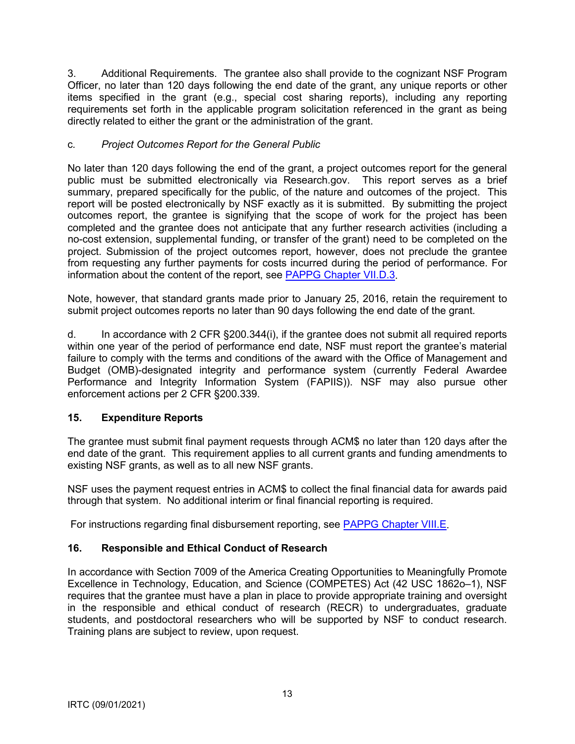3. Additional Requirements. The grantee also shall provide to the cognizant NSF Program Officer, no later than 120 days following the end date of the grant, any unique reports or other items specified in the grant (e.g., special cost sharing reports), including any reporting requirements set forth in the applicable program solicitation referenced in the grant as being directly related to either the grant or the administration of the grant.

c. *Project Outcomes Report for the General Public*

No later than 120 days following the end of the grant, a project outcomes report for the general public must be submitted electronically via Research.gov. This report serves as a brief summary, prepared specifically for the public, of the nature and outcomes of the project. This report will be posted electronically by NSF exactly as it is submitted. By submitting the project outcomes report, the grantee is signifying that the scope of work for the project has been completed and the grantee does not anticipate that any further research activities (including a no-cost extension, supplemental funding, or transfer of the grant) need to be completed on the project. Submission of the project outcomes report, however, does not preclude the grantee from requesting any further payments for costs incurred during the period of performance. For information about the content of the report, see PAPPG Chapter VII.D.3.

Note, however, that standard grants made prior to January 25, 2016, retain the requirement to submit project outcomes reports no later than 90 days following the end date of the grant.

d. In accordance with 2 CFR §200.344(i), if the grantee does not submit all required reports within one year of the period of performance end date, NSF must report the grantee's material failure to comply with the terms and conditions of the award with the Office of Management and Budget (OMB)-designated integrity and performance system (currently Federal Awardee Performance and Integrity Information System (FAPIIS)). NSF may also pursue other enforcement actions per 2 CFR §200.339.

## 15. Expenditure Reports

The grantee must submit final payment requests through ACM$ no later than 120 days after the end date of the grant. This requirement applies to all current grants and funding amendments to existing NSF grants, as well as to all new NSF grants.

NSF uses the payment request entries in ACM$ to collect the final financial data for awards paid through that system. No additional interim or final financial reporting is required.

For instructions regarding final disbursement reporting, see PAPPG Chapter VIII.E.

## 16. Responsible and Ethical Conduct of Research

In accordance with Section 7009 of the America Creating Opportunities to Meaningfully Promote Excellence in Technology, Education, and Science (COMPETES) Act (42 USC 1862o–1), NSF requires that the grantee must have a plan in place to provide appropriate training and oversight in the responsible and ethical conduct of research (RECR) to undergraduates, graduate students, and postdoctoral researchers who will be supported by NSF to conduct research. Training plans are subject to review, upon request.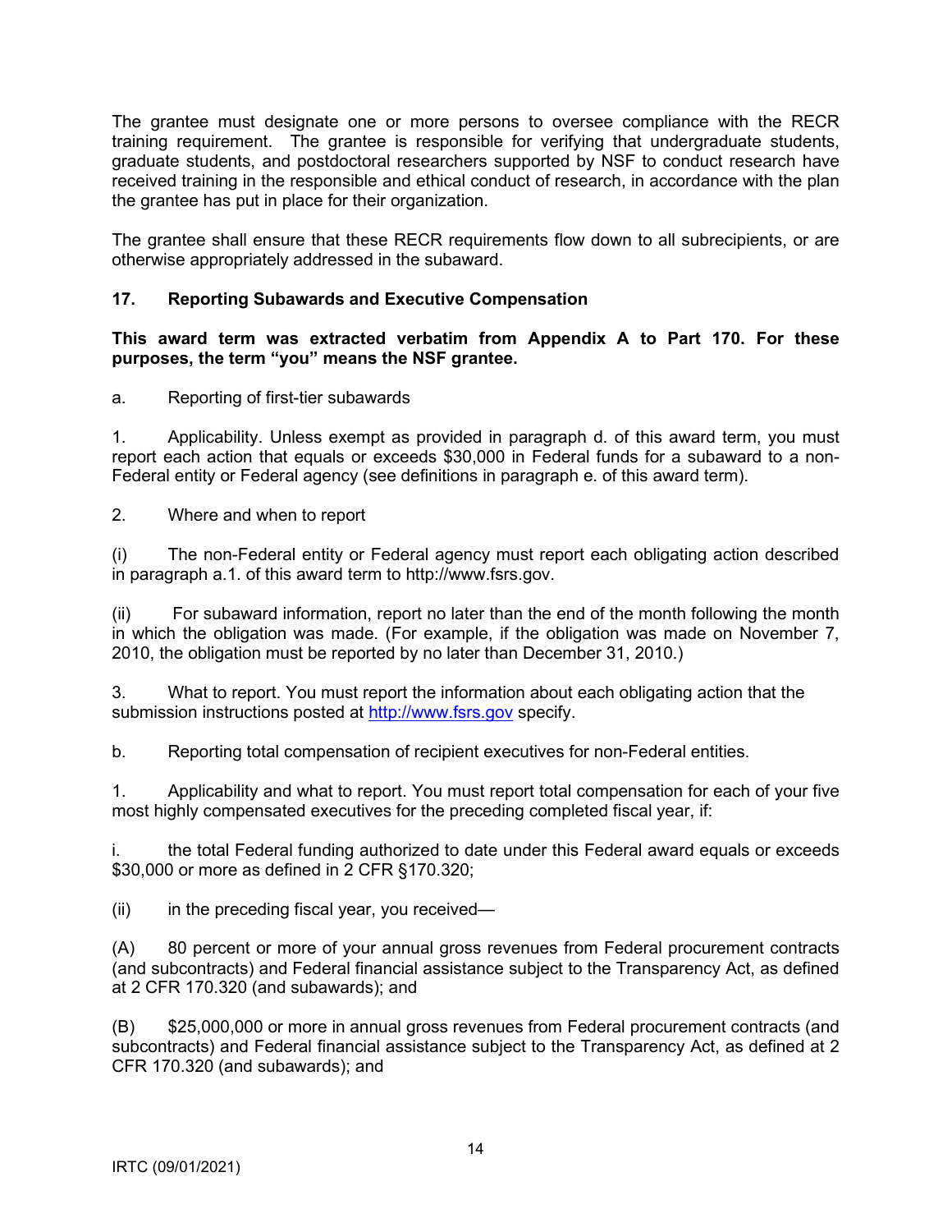The grantee must designate one or more persons to oversee compliance with the RECR training requirement. The grantee is responsible for verifying that undergraduate students, graduate students, and postdoctoral researchers supported by NSF to conduct research have received training in the responsible and ethical conduct of research, in accordance with the plan the grantee has put in place for their organization.

The grantee shall ensure that these RECR requirements flow down to all subrecipients, or are otherwise appropriately addressed in the subaward.

### 17. Reporting Subawards and Executive Compensation

**This award term was extracted verbatim from Appendix A to Part 170. For these purposes, the term "you" means the NSF grantee.**

a. Reporting of first-tier subawards

1. Applicability. Unless exempt as provided in paragraph d. of this award term, you must report each action that equals or exceeds $30,000 in Federal funds for a subaward to a non-Federal entity or Federal agency (see definitions in paragraph e. of this award term).

2. Where and when to report

(i) The non-Federal entity or Federal agency must report each obligating action described in paragraph a.1. of this award term to http://www.fsrs.gov.

(ii) For subaward information, report no later than the end of the month following the month in which the obligation was made. (For example, if the obligation was made on November 7, 2010, the obligation must be reported by no later than December 31, 2010.)

3. What to report. You must report the information about each obligating action that the submission instructions posted at [http://www.fsrs.gov](http://www.fsrs.gov) specify.

b. Reporting total compensation of recipient executives for non-Federal entities.

1. Applicability and what to report. You must report total compensation for each of your five most highly compensated executives for the preceding completed fiscal year, if:

i. the total Federal funding authorized to date under this Federal award equals or exceeds $30,000 or more as defined in 2 CFR §170.320;

(ii) in the preceding fiscal year, you received—

(A) 80 percent or more of your annual gross revenues from Federal procurement contracts (and subcontracts) and Federal financial assistance subject to the Transparency Act, as defined at 2 CFR 170.320 (and subawards); and

(B) $25,000,000 or more in annual gross revenues from Federal procurement contracts (and subcontracts) and Federal financial assistance subject to the Transparency Act, as defined at 2 CFR 170.320 (and subawards); and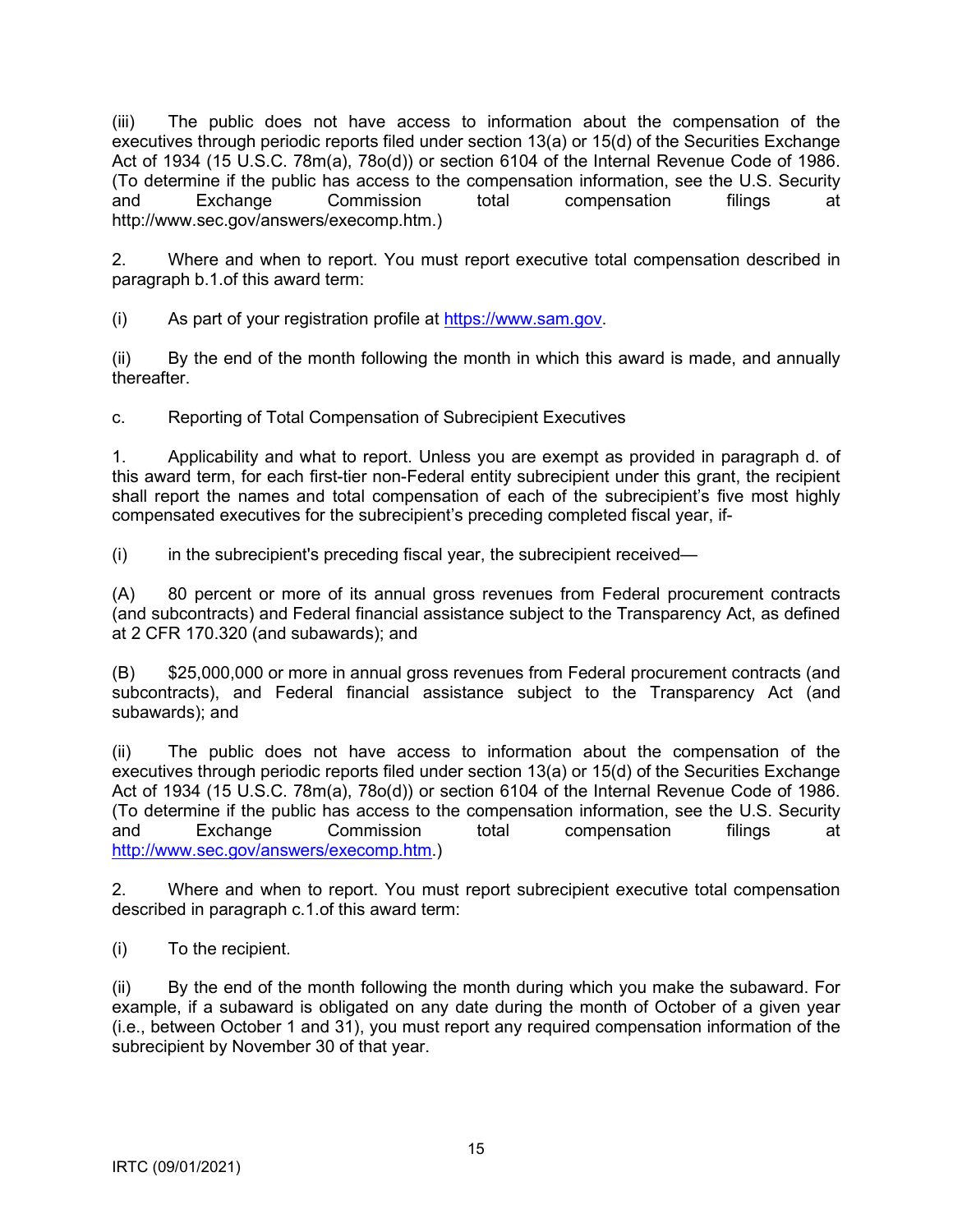(iii) The public does not have access to information about the compensation of the executives through periodic reports filed under section 13(a) or 15(d) of the Securities Exchange Act of 1934 (15 U.S.C. 78m(a), 78o(d)) or section 6104 of the Internal Revenue Code of 1986. (To determine if the public has access to the compensation information, see the U.S. Security and Exchange Commission total compensation filings at http://www.sec.gov/answers/execomp.htm.)

2. Where and when to report. You must report executive total compensation described in paragraph b.1.of this award term:

(i) As part of your registration profile at [https://www.sam.gov](https://www.sam.gov).

(ii) By the end of the month following the month in which this award is made, and annually thereafter.

c. Reporting of Total Compensation of Subrecipient Executives

1. Applicability and what to report. Unless you are exempt as provided in paragraph d. of this award term, for each first-tier non-Federal entity subrecipient under this grant, the recipient shall report the names and total compensation of each of the subrecipient's five most highly compensated executives for the subrecipient's preceding completed fiscal year, if-

(i) in the subrecipient's preceding fiscal year, the subrecipient received—

(A) 80 percent or more of its annual gross revenues from Federal procurement contracts (and subcontracts) and Federal financial assistance subject to the Transparency Act, as defined at 2 CFR 170.320 (and subawards); and

(B) $25,000,000 or more in annual gross revenues from Federal procurement contracts (and subcontracts), and Federal financial assistance subject to the Transparency Act (and subawards); and

(ii) The public does not have access to information about the compensation of the executives through periodic reports filed under section 13(a) or 15(d) of the Securities Exchange Act of 1934 (15 U.S.C. 78m(a), 78o(d)) or section 6104 of the Internal Revenue Code of 1986. (To determine if the public has access to the compensation information, see the U.S. Security and Exchange Commission total compensation filings at [http://www.sec.gov/answers/execomp.htm](http://www.sec.gov/answers/execomp.htm).)

2. Where and when to report. You must report subrecipient executive total compensation described in paragraph c.1.of this award term:

(i) To the recipient.

(ii) By the end of the month following the month during which you make the subaward. For example, if a subaward is obligated on any date during the month of October of a given year (i.e., between October 1 and 31), you must report any required compensation information of the subrecipient by November 30 of that year.

IRTC (09/01/2021)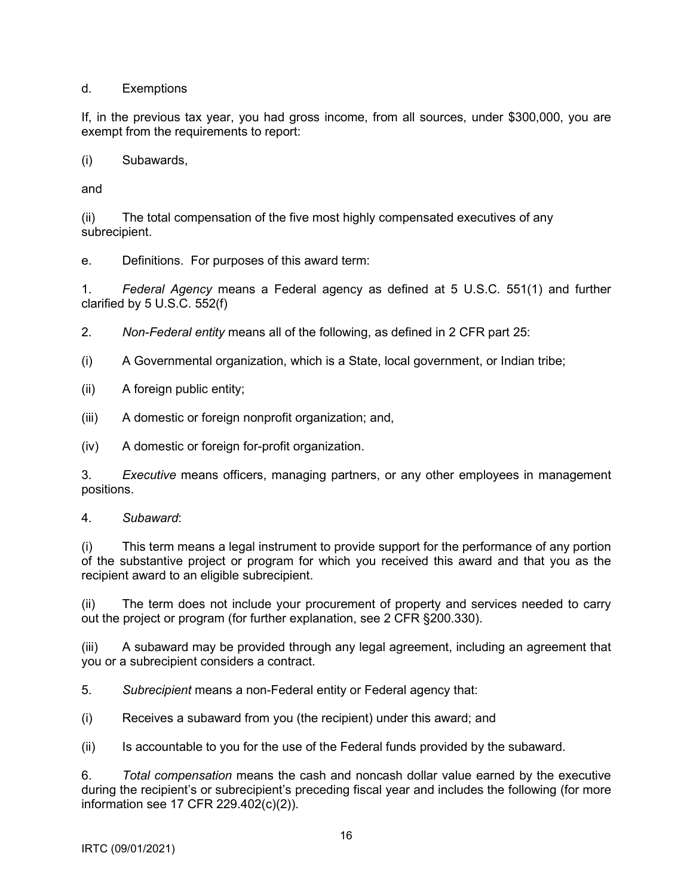d. Exemptions

If, in the previous tax year, you had gross income, from all sources, under $300,000, you are exempt from the requirements to report:

(i) Subawards,

and

(ii) The total compensation of the five most highly compensated executives of any subrecipient.

e. Definitions. For purposes of this award term:

1. *Federal Agency* means a Federal agency as defined at 5 U.S.C. 551(1) and further clarified by 5 U.S.C. 552(f)

2. *Non-Federal entity* means all of the following, as defined in 2 CFR part 25:

(i) A Governmental organization, which is a State, local government, or Indian tribe;

(ii) A foreign public entity;

(iii) A domestic or foreign nonprofit organization; and,

(iv) A domestic or foreign for-profit organization.

3. *Executive* means officers, managing partners, or any other employees in management positions.

4. *Subaward*:

(i) This term means a legal instrument to provide support for the performance of any portion of the substantive project or program for which you received this award and that you as the recipient award to an eligible subrecipient.

(ii) The term does not include your procurement of property and services needed to carry out the project or program (for further explanation, see 2 CFR §200.330).

(iii) A subaward may be provided through any legal agreement, including an agreement that you or a subrecipient considers a contract.

5. *Subrecipient* means a non-Federal entity or Federal agency that:

(i) Receives a subaward from you (the recipient) under this award; and

(ii) Is accountable to you for the use of the Federal funds provided by the subaward.

6. *Total compensation* means the cash and noncash dollar value earned by the executive during the recipient's or subrecipient's preceding fiscal year and includes the following (for more information see 17 CFR 229.402(c)(2)).

IRTC (09/01/2021)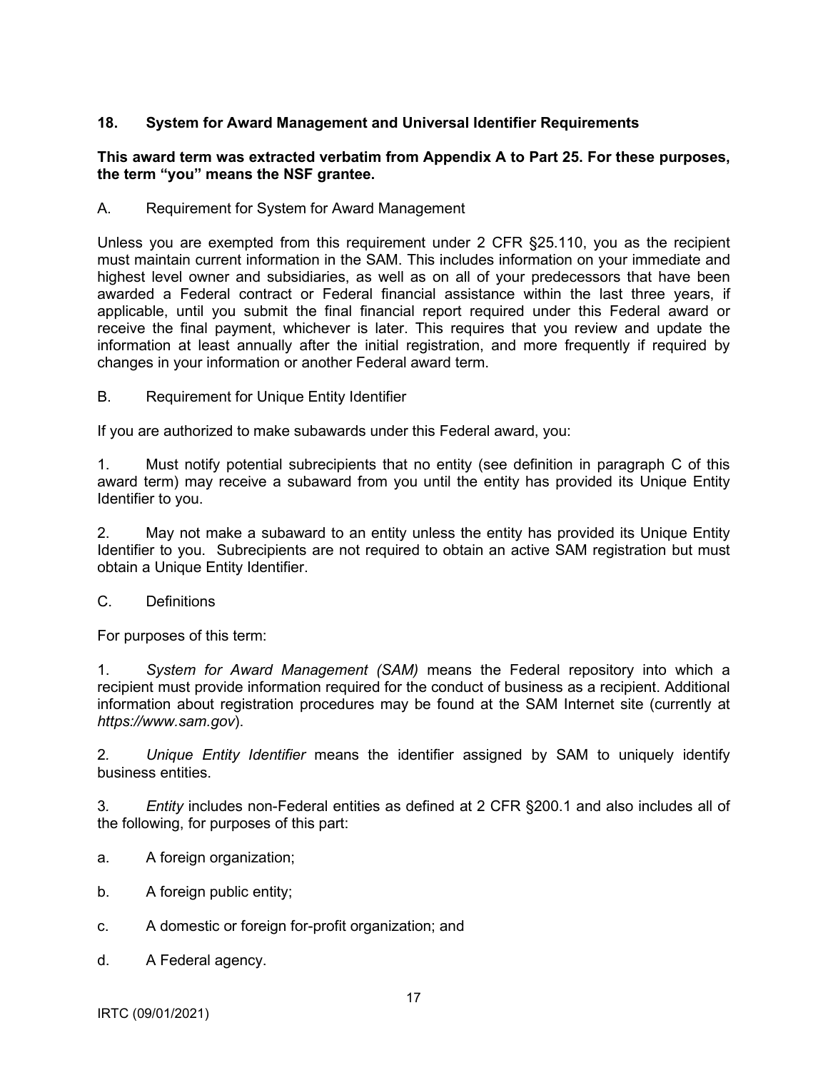## 18. System for Award Management and Universal Identifier Requirements

**This award term was extracted verbatim from Appendix A to Part 25. For these purposes, the term "you" means the NSF grantee.**

A. Requirement for System for Award Management

Unless you are exempted from this requirement under 2 CFR §25.110, you as the recipient must maintain current information in the SAM. This includes information on your immediate and highest level owner and subsidiaries, as well as on all of your predecessors that have been awarded a Federal contract or Federal financial assistance within the last three years, if applicable, until you submit the final financial report required under this Federal award or receive the final payment, whichever is later. This requires that you review and update the information at least annually after the initial registration, and more frequently if required by changes in your information or another Federal award term.

B. Requirement for Unique Entity Identifier

If you are authorized to make subawards under this Federal award, you:

1. Must notify potential subrecipients that no entity (see definition in paragraph C of this award term) may receive a subaward from you until the entity has provided its Unique Entity Identifier to you.

2. May not make a subaward to an entity unless the entity has provided its Unique Entity Identifier to you. Subrecipients are not required to obtain an active SAM registration but must obtain a Unique Entity Identifier.

C. Definitions

For purposes of this term:

1. *System for Award Management (SAM)* means the Federal repository into which a recipient must provide information required for the conduct of business as a recipient. Additional information about registration procedures may be found at the SAM Internet site (currently at *https://www.sam.gov*).

2. *Unique Entity Identifier* means the identifier assigned by SAM to uniquely identify business entities.

3. *Entity* includes non-Federal entities as defined at 2 CFR §200.1 and also includes all of the following, for purposes of this part:

a. A foreign organization;

b. A foreign public entity;

c. A domestic or foreign for-profit organization; and

d. A Federal agency.

IRTC (09/01/2021)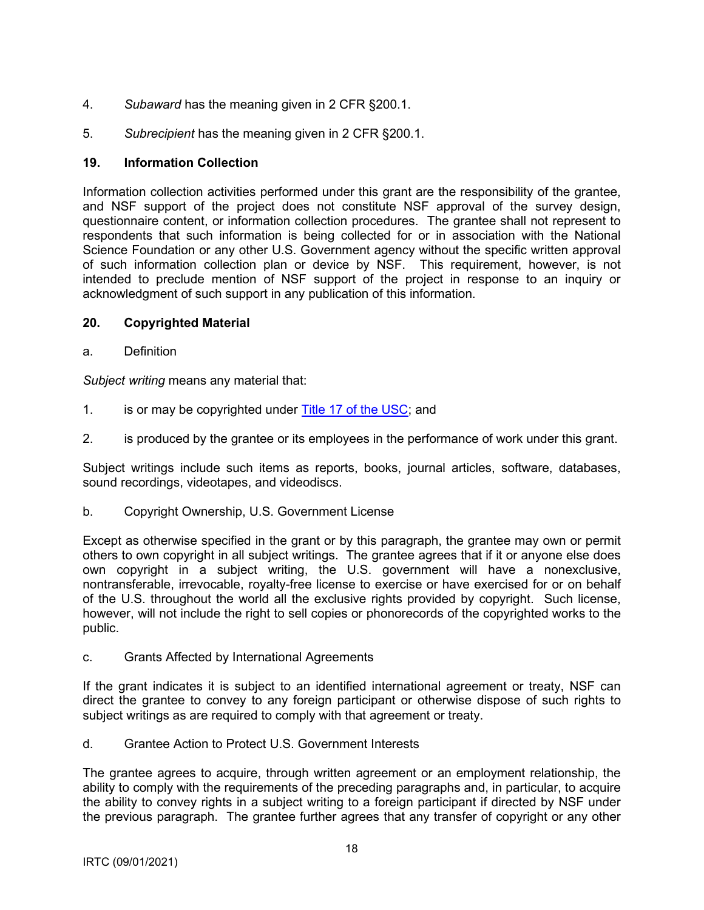4. *Subaward* has the meaning given in 2 CFR §200.1.

5. *Subrecipient* has the meaning given in 2 CFR §200.1.

## 19. Information Collection

Information collection activities performed under this grant are the responsibility of the grantee, and NSF support of the project does not constitute NSF approval of the survey design, questionnaire content, or information collection procedures. The grantee shall not represent to respondents that such information is being collected for or in association with the National Science Foundation or any other U.S. Government agency without the specific written approval of such information collection plan or device by NSF. This requirement, however, is not intended to preclude mention of NSF support of the project in response to an inquiry or acknowledgment of such support in any publication of this information.

## 20. Copyrighted Material

a. Definition

*Subject writing* means any material that:

1. is or may be copyrighted under [Title 17 of the USC](); and

2. is produced by the grantee or its employees in the performance of work under this grant.

Subject writings include such items as reports, books, journal articles, software, databases, sound recordings, videotapes, and videodiscs.

b. Copyright Ownership, U.S. Government License

Except as otherwise specified in the grant or by this paragraph, the grantee may own or permit others to own copyright in all subject writings. The grantee agrees that if it or anyone else does own copyright in a subject writing, the U.S. government will have a nonexclusive, nontransferable, irrevocable, royalty-free license to exercise or have exercised for or on behalf of the U.S. throughout the world all the exclusive rights provided by copyright. Such license, however, will not include the right to sell copies or phonorecords of the copyrighted works to the public.

c. Grants Affected by International Agreements

If the grant indicates it is subject to an identified international agreement or treaty, NSF can direct the grantee to convey to any foreign participant or otherwise dispose of such rights to subject writings as are required to comply with that agreement or treaty.

d. Grantee Action to Protect U.S. Government Interests

The grantee agrees to acquire, through written agreement or an employment relationship, the ability to comply with the requirements of the preceding paragraphs and, in particular, to acquire the ability to convey rights in a subject writing to a foreign participant if directed by NSF under the previous paragraph. The grantee further agrees that any transfer of copyright or any other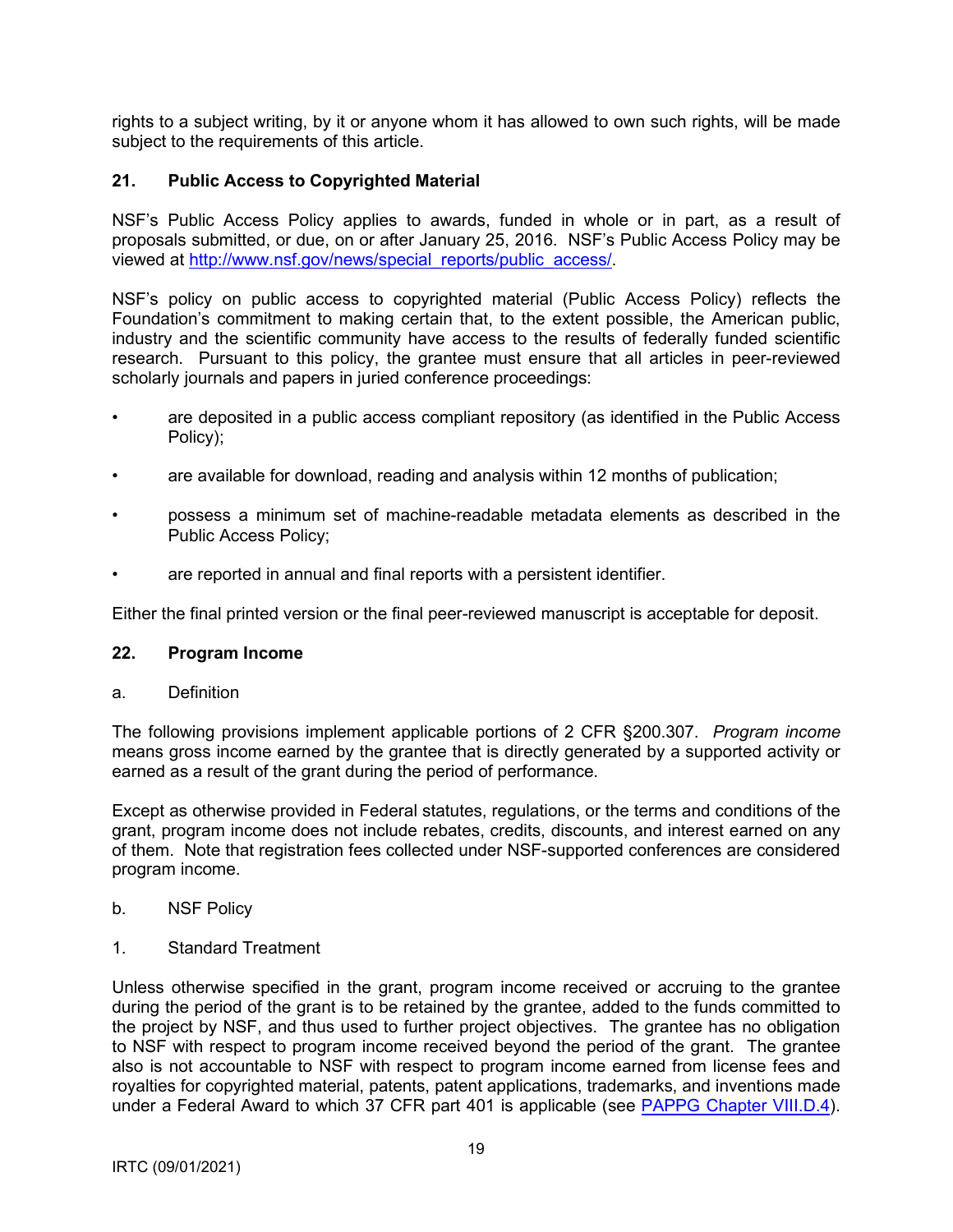rights to a subject writing, by it or anyone whom it has allowed to own such rights, will be made subject to the requirements of this article.

## 21. Public Access to Copyrighted Material

NSF's Public Access Policy applies to awards, funded in whole or in part, as a result of proposals submitted, or due, on or after January 25, 2016. NSF's Public Access Policy may be viewed at [http://www.nsf.gov/news/special_reports/public_access/](http://www.nsf.gov/news/special_reports/public_access/).

NSF's policy on public access to copyrighted material (Public Access Policy) reflects the Foundation's commitment to making certain that, to the extent possible, the American public, industry and the scientific community have access to the results of federally funded scientific research. Pursuant to this policy, the grantee must ensure that all articles in peer-reviewed scholarly journals and papers in juried conference proceedings:

- are deposited in a public access compliant repository (as identified in the Public Access Policy);
- are available for download, reading and analysis within 12 months of publication;
- possess a minimum set of machine-readable metadata elements as described in the Public Access Policy;
- are reported in annual and final reports with a persistent identifier.

Either the final printed version or the final peer-reviewed manuscript is acceptable for deposit.

## 22. Program Income

a. Definition

The following provisions implement applicable portions of 2 CFR §200.307. *Program income* means gross income earned by the grantee that is directly generated by a supported activity or earned as a result of the grant during the period of performance.

Except as otherwise provided in Federal statutes, regulations, or the terms and conditions of the grant, program income does not include rebates, credits, discounts, and interest earned on any of them. Note that registration fees collected under NSF-supported conferences are considered program income.

b. NSF Policy

1. Standard Treatment

Unless otherwise specified in the grant, program income received or accruing to the grantee during the period of the grant is to be retained by the grantee, added to the funds committed to the project by NSF, and thus used to further project objectives. The grantee has no obligation to NSF with respect to program income received beyond the period of the grant. The grantee also is not accountable to NSF with respect to program income earned from license fees and royalties for copyrighted material, patents, patent applications, trademarks, and inventions made under a Federal Award to which 37 CFR part 401 is applicable (see [PAPPG Chapter VIII.D.4](PAPPG Chapter VIII.D.4)).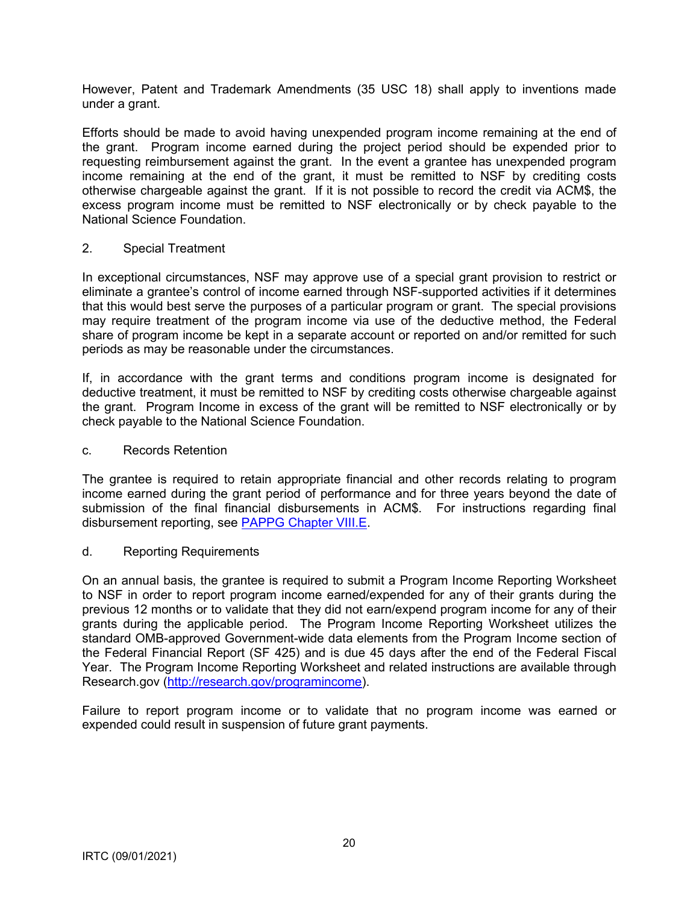However, Patent and Trademark Amendments (35 USC 18) shall apply to inventions made under a grant.

Efforts should be made to avoid having unexpended program income remaining at the end of the grant. Program income earned during the project period should be expended prior to requesting reimbursement against the grant. In the event a grantee has unexpended program income remaining at the end of the grant, it must be remitted to NSF by crediting costs otherwise chargeable against the grant. If it is not possible to record the credit via ACM$, the excess program income must be remitted to NSF electronically or by check payable to the National Science Foundation.

2. Special Treatment

In exceptional circumstances, NSF may approve use of a special grant provision to restrict or eliminate a grantee's control of income earned through NSF-supported activities if it determines that this would best serve the purposes of a particular program or grant. The special provisions may require treatment of the program income via use of the deductive method, the Federal share of program income be kept in a separate account or reported on and/or remitted for such periods as may be reasonable under the circumstances.

If, in accordance with the grant terms and conditions program income is designated for deductive treatment, it must be remitted to NSF by crediting costs otherwise chargeable against the grant. Program Income in excess of the grant will be remitted to NSF electronically or by check payable to the National Science Foundation.

c. Records Retention

The grantee is required to retain appropriate financial and other records relating to program income earned during the grant period of performance and for three years beyond the date of submission of the final financial disbursements in ACM$. For instructions regarding final disbursement reporting, see [PAPPG Chapter VIII.E](PAPPG Chapter VIII.E).

d. Reporting Requirements

On an annual basis, the grantee is required to submit a Program Income Reporting Worksheet to NSF in order to report program income earned/expended for any of their grants during the previous 12 months or to validate that they did not earn/expend program income for any of their grants during the applicable period. The Program Income Reporting Worksheet utilizes the standard OMB-approved Government-wide data elements from the Program Income section of the Federal Financial Report (SF 425) and is due 45 days after the end of the Federal Fiscal Year. The Program Income Reporting Worksheet and related instructions are available through Research.gov ([http://research.gov/programincome](http://research.gov/programincome)).

Failure to report program income or to validate that no program income was earned or expended could result in suspension of future grant payments.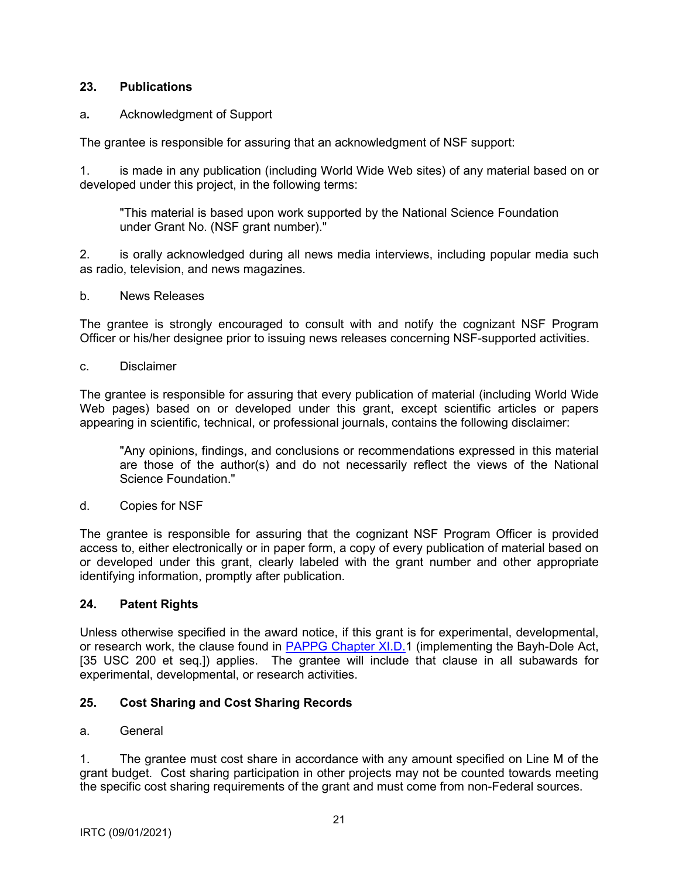## 23. Publications

a. Acknowledgment of Support

The grantee is responsible for assuring that an acknowledgment of NSF support:

1. is made in any publication (including World Wide Web sites) of any material based on or developed under this project, in the following terms:

> "This material is based upon work supported by the National Science Foundation under Grant No. (NSF grant number)."

2. is orally acknowledged during all news media interviews, including popular media such as radio, television, and news magazines.

b. News Releases

The grantee is strongly encouraged to consult with and notify the cognizant NSF Program Officer or his/her designee prior to issuing news releases concerning NSF-supported activities.

c. Disclaimer

The grantee is responsible for assuring that every publication of material (including World Wide Web pages) based on or developed under this grant, except scientific articles or papers appearing in scientific, technical, or professional journals, contains the following disclaimer:

> "Any opinions, findings, and conclusions or recommendations expressed in this material are those of the author(s) and do not necessarily reflect the views of the National Science Foundation."

d. Copies for NSF

The grantee is responsible for assuring that the cognizant NSF Program Officer is provided access to, either electronically or in paper form, a copy of every publication of material based on or developed under this grant, clearly labeled with the grant number and other appropriate identifying information, promptly after publication.

## 24. Patent Rights

Unless otherwise specified in the award notice, if this grant is for experimental, developmental, or research work, the clause found in PAPPG Chapter XI.D.1 (implementing the Bayh-Dole Act, [35 USC 200 et seq.]) applies. The grantee will include that clause in all subawards for experimental, developmental, or research activities.

## 25. Cost Sharing and Cost Sharing Records

a. General

1. The grantee must cost share in accordance with any amount specified on Line M of the grant budget. Cost sharing participation in other projects may not be counted towards meeting the specific cost sharing requirements of the grant and must come from non-Federal sources.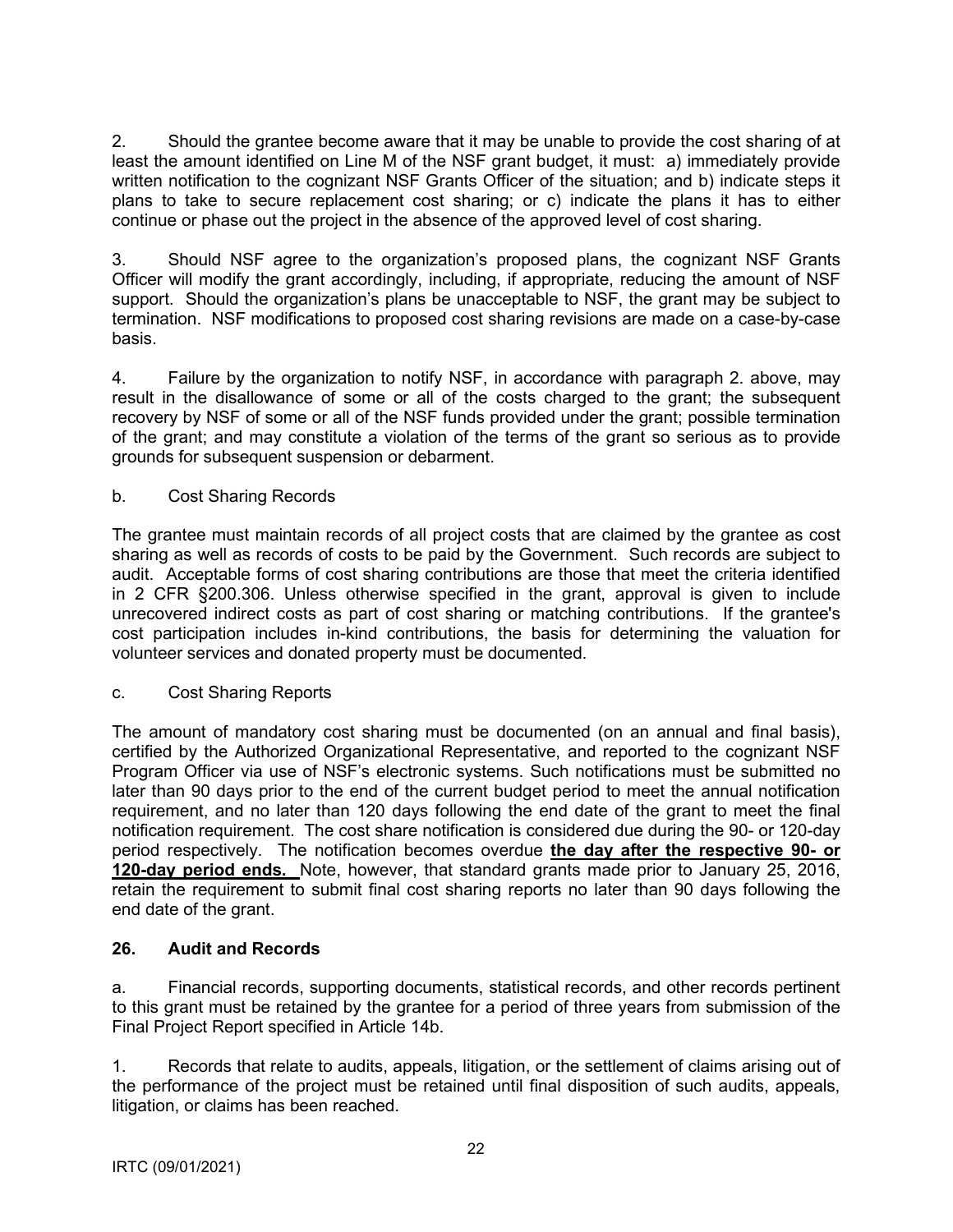2. Should the grantee become aware that it may be unable to provide the cost sharing of at least the amount identified on Line M of the NSF grant budget, it must: a) immediately provide written notification to the cognizant NSF Grants Officer of the situation; and b) indicate steps it plans to take to secure replacement cost sharing; or c) indicate the plans it has to either continue or phase out the project in the absence of the approved level of cost sharing.

3. Should NSF agree to the organization's proposed plans, the cognizant NSF Grants Officer will modify the grant accordingly, including, if appropriate, reducing the amount of NSF support. Should the organization's plans be unacceptable to NSF, the grant may be subject to termination. NSF modifications to proposed cost sharing revisions are made on a case-by-case basis.

4. Failure by the organization to notify NSF, in accordance with paragraph 2. above, may result in the disallowance of some or all of the costs charged to the grant; the subsequent recovery by NSF of some or all of the NSF funds provided under the grant; possible termination of the grant; and may constitute a violation of the terms of the grant so serious as to provide grounds for subsequent suspension or debarment.

b. Cost Sharing Records

The grantee must maintain records of all project costs that are claimed by the grantee as cost sharing as well as records of costs to be paid by the Government. Such records are subject to audit. Acceptable forms of cost sharing contributions are those that meet the criteria identified in 2 CFR §200.306. Unless otherwise specified in the grant, approval is given to include unrecovered indirect costs as part of cost sharing or matching contributions. If the grantee's cost participation includes in-kind contributions, the basis for determining the valuation for volunteer services and donated property must be documented.

c. Cost Sharing Reports

The amount of mandatory cost sharing must be documented (on an annual and final basis), certified by the Authorized Organizational Representative, and reported to the cognizant NSF Program Officer via use of NSF's electronic systems. Such notifications must be submitted no later than 90 days prior to the end of the current budget period to meet the annual notification requirement, and no later than 120 days following the end date of the grant to meet the final notification requirement. The cost share notification is considered due during the 90- or 120-day period respectively. The notification becomes overdue **the day after the respective 90- or 120-day period ends.** Note, however, that standard grants made prior to January 25, 2016, retain the requirement to submit final cost sharing reports no later than 90 days following the end date of the grant.

### 26. Audit and Records

a. Financial records, supporting documents, statistical records, and other records pertinent to this grant must be retained by the grantee for a period of three years from submission of the Final Project Report specified in Article 14b.

1. Records that relate to audits, appeals, litigation, or the settlement of claims arising out of the performance of the project must be retained until final disposition of such audits, appeals, litigation, or claims has been reached.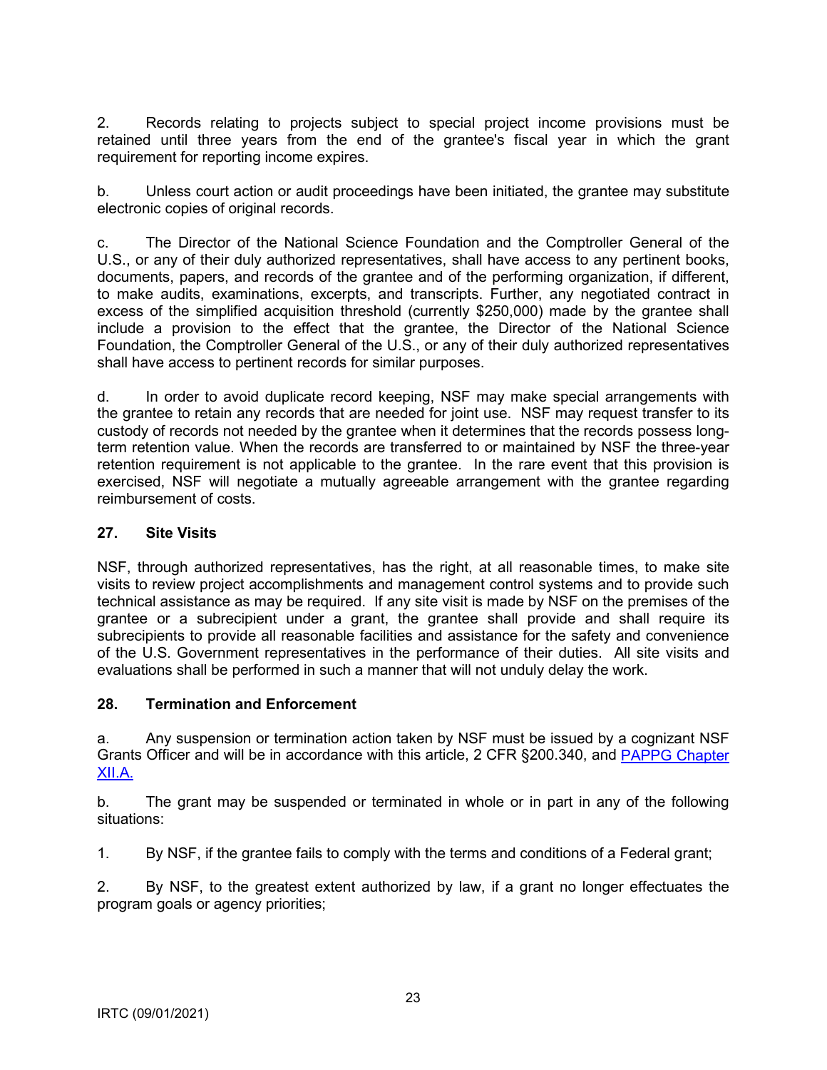2. Records relating to projects subject to special project income provisions must be retained until three years from the end of the grantee's fiscal year in which the grant requirement for reporting income expires.

b. Unless court action or audit proceedings have been initiated, the grantee may substitute electronic copies of original records.

c. The Director of the National Science Foundation and the Comptroller General of the U.S., or any of their duly authorized representatives, shall have access to any pertinent books, documents, papers, and records of the grantee and of the performing organization, if different, to make audits, examinations, excerpts, and transcripts. Further, any negotiated contract in excess of the simplified acquisition threshold (currently $250,000) made by the grantee shall include a provision to the effect that the grantee, the Director of the National Science Foundation, the Comptroller General of the U.S., or any of their duly authorized representatives shall have access to pertinent records for similar purposes.

d. In order to avoid duplicate record keeping, NSF may make special arrangements with the grantee to retain any records that are needed for joint use. NSF may request transfer to its custody of records not needed by the grantee when it determines that the records possess long-term retention value. When the records are transferred to or maintained by NSF the three-year retention requirement is not applicable to the grantee. In the rare event that this provision is exercised, NSF will negotiate a mutually agreeable arrangement with the grantee regarding reimbursement of costs.

## 27. Site Visits

NSF, through authorized representatives, has the right, at all reasonable times, to make site visits to review project accomplishments and management control systems and to provide such technical assistance as may be required. If any site visit is made by NSF on the premises of the grantee or a subrecipient under a grant, the grantee shall provide and shall require its subrecipients to provide all reasonable facilities and assistance for the safety and convenience of the U.S. Government representatives in the performance of their duties. All site visits and evaluations shall be performed in such a manner that will not unduly delay the work.

## 28. Termination and Enforcement

a. Any suspension or termination action taken by NSF must be issued by a cognizant NSF Grants Officer and will be in accordance with this article, 2 CFR §200.340, and PAPPG Chapter XII.A.

b. The grant may be suspended or terminated in whole or in part in any of the following situations:

1. By NSF, if the grantee fails to comply with the terms and conditions of a Federal grant;

2. By NSF, to the greatest extent authorized by law, if a grant no longer effectuates the program goals or agency priorities;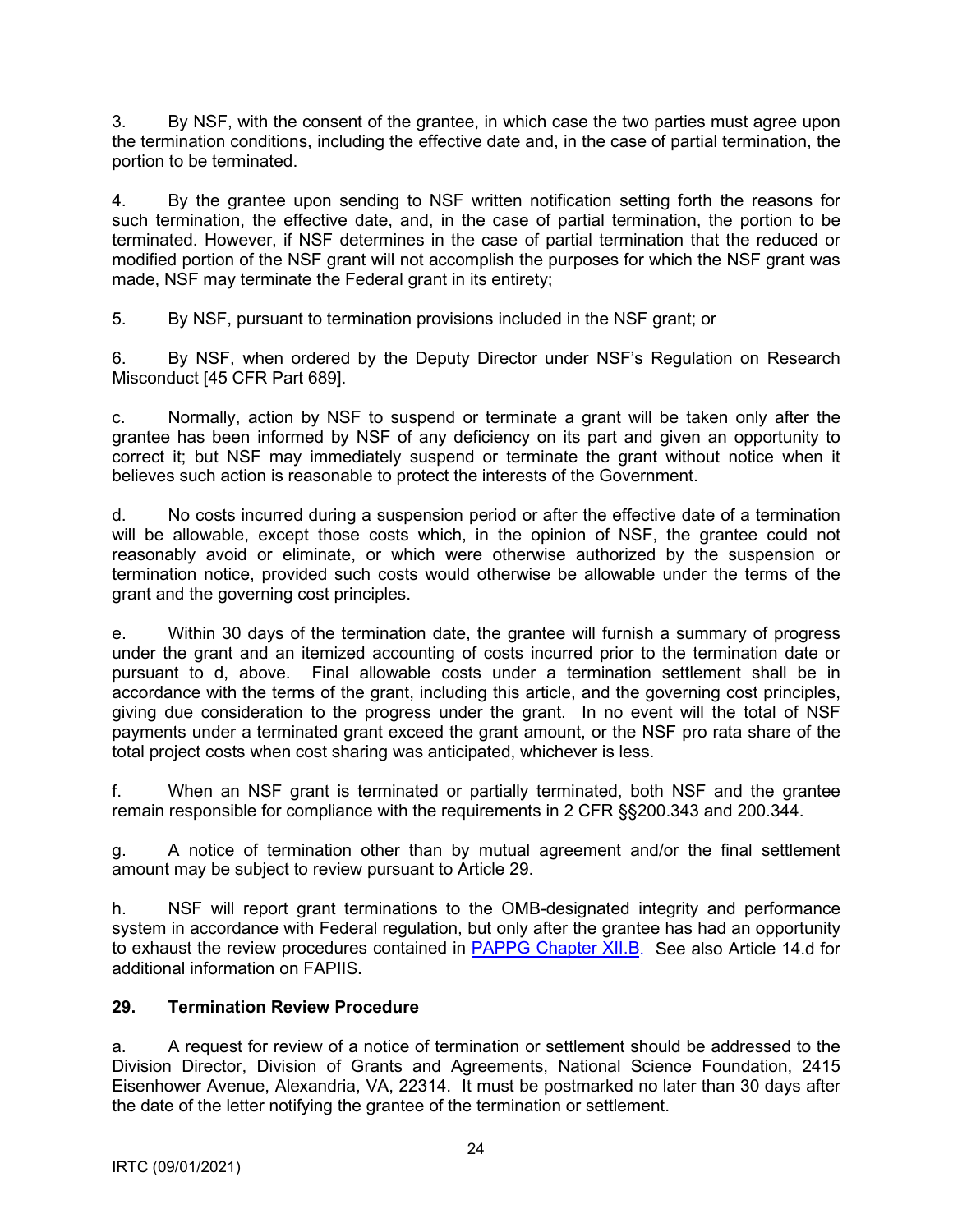3. By NSF, with the consent of the grantee, in which case the two parties must agree upon the termination conditions, including the effective date and, in the case of partial termination, the portion to be terminated.

4. By the grantee upon sending to NSF written notification setting forth the reasons for such termination, the effective date, and, in the case of partial termination, the portion to be terminated. However, if NSF determines in the case of partial termination that the reduced or modified portion of the NSF grant will not accomplish the purposes for which the NSF grant was made, NSF may terminate the Federal grant in its entirety;

5. By NSF, pursuant to termination provisions included in the NSF grant; or

6. By NSF, when ordered by the Deputy Director under NSF's Regulation on Research Misconduct [45 CFR Part 689].

c. Normally, action by NSF to suspend or terminate a grant will be taken only after the grantee has been informed by NSF of any deficiency on its part and given an opportunity to correct it; but NSF may immediately suspend or terminate the grant without notice when it believes such action is reasonable to protect the interests of the Government.

d. No costs incurred during a suspension period or after the effective date of a termination will be allowable, except those costs which, in the opinion of NSF, the grantee could not reasonably avoid or eliminate, or which were otherwise authorized by the suspension or termination notice, provided such costs would otherwise be allowable under the terms of the grant and the governing cost principles.

e. Within 30 days of the termination date, the grantee will furnish a summary of progress under the grant and an itemized accounting of costs incurred prior to the termination date or pursuant to d, above. Final allowable costs under a termination settlement shall be in accordance with the terms of the grant, including this article, and the governing cost principles, giving due consideration to the progress under the grant. In no event will the total of NSF payments under a terminated grant exceed the grant amount, or the NSF pro rata share of the total project costs when cost sharing was anticipated, whichever is less.

f. When an NSF grant is terminated or partially terminated, both NSF and the grantee remain responsible for compliance with the requirements in 2 CFR §§200.343 and 200.344.

g. A notice of termination other than by mutual agreement and/or the final settlement amount may be subject to review pursuant to Article 29.

h. NSF will report grant terminations to the OMB-designated integrity and performance system in accordance with Federal regulation, but only after the grantee has had an opportunity to exhaust the review procedures contained in [PAPPG Chapter XII.B](). See also Article 14.d for additional information on FAPIIS.

## 29. Termination Review Procedure

a. A request for review of a notice of termination or settlement should be addressed to the Division Director, Division of Grants and Agreements, National Science Foundation, 2415 Eisenhower Avenue, Alexandria, VA, 22314. It must be postmarked no later than 30 days after the date of the letter notifying the grantee of the termination or settlement.

IRTC (09/01/2021)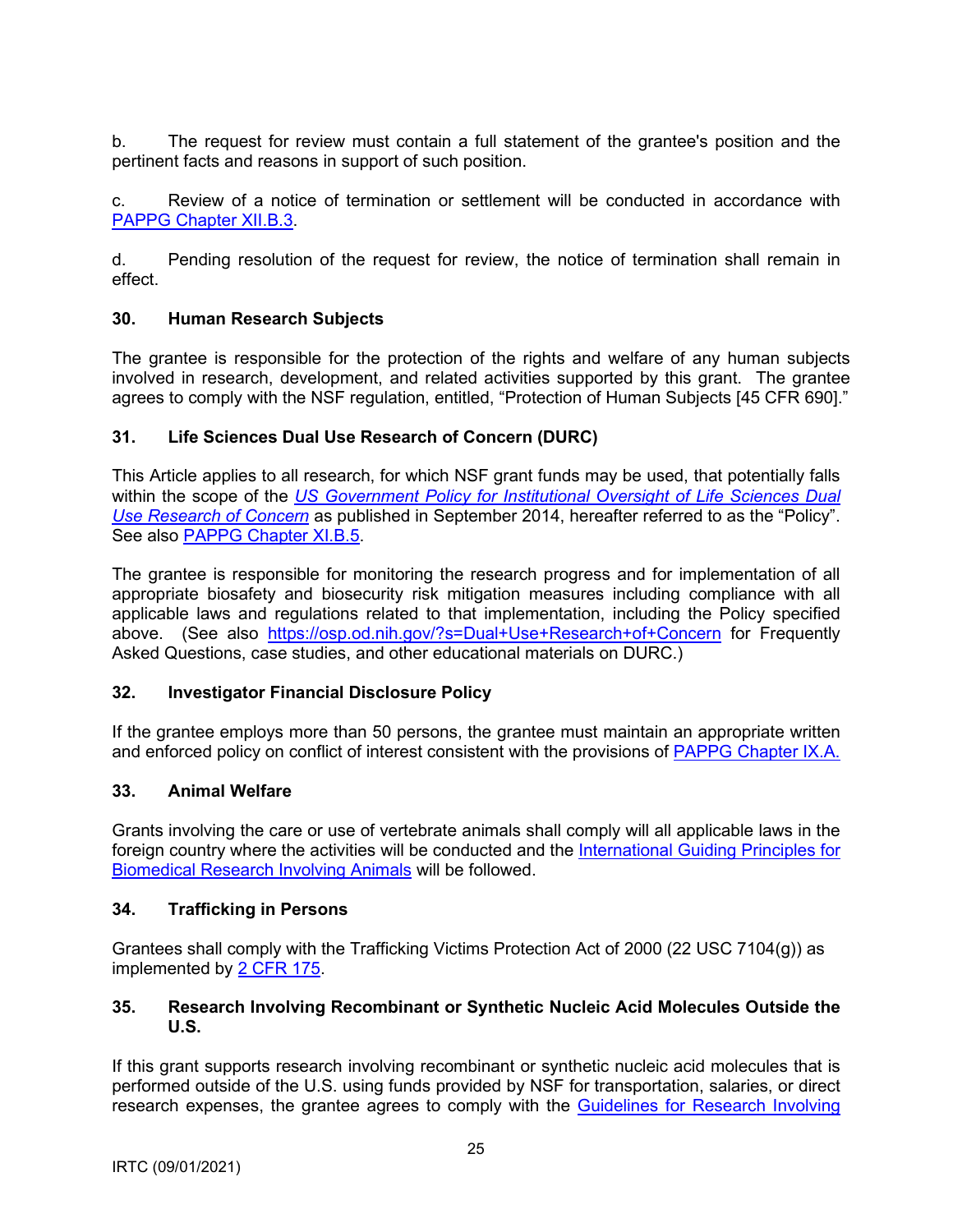b. The request for review must contain a full statement of the grantee's position and the pertinent facts and reasons in support of such position.

c. Review of a notice of termination or settlement will be conducted in accordance with PAPPG Chapter XII.B.3.

d. Pending resolution of the request for review, the notice of termination shall remain in effect.

## 30. Human Research Subjects

The grantee is responsible for the protection of the rights and welfare of any human subjects involved in research, development, and related activities supported by this grant. The grantee agrees to comply with the NSF regulation, entitled, "Protection of Human Subjects [45 CFR 690]."

## 31. Life Sciences Dual Use Research of Concern (DURC)

This Article applies to all research, for which NSF grant funds may be used, that potentially falls within the scope of the *US Government Policy for Institutional Oversight of Life Sciences Dual Use Research of Concern* as published in September 2014, hereafter referred to as the "Policy". See also PAPPG Chapter XI.B.5.

The grantee is responsible for monitoring the research progress and for implementation of all appropriate biosafety and biosecurity risk mitigation measures including compliance with all applicable laws and regulations related to that implementation, including the Policy specified above. (See also https://osp.od.nih.gov/?s=Dual+Use+Research+of+Concern for Frequently Asked Questions, case studies, and other educational materials on DURC.)

## 32. Investigator Financial Disclosure Policy

If the grantee employs more than 50 persons, the grantee must maintain an appropriate written and enforced policy on conflict of interest consistent with the provisions of PAPPG Chapter IX.A.

## 33. Animal Welfare

Grants involving the care or use of vertebrate animals shall comply will all applicable laws in the foreign country where the activities will be conducted and the International Guiding Principles for Biomedical Research Involving Animals will be followed.

## 34. Trafficking in Persons

Grantees shall comply with the Trafficking Victims Protection Act of 2000 (22 USC 7104(g)) as implemented by 2 CFR 175.

## 35. Research Involving Recombinant or Synthetic Nucleic Acid Molecules Outside the U.S.

If this grant supports research involving recombinant or synthetic nucleic acid molecules that is performed outside of the U.S. using funds provided by NSF for transportation, salaries, or direct research expenses, the grantee agrees to comply with the Guidelines for Research Involving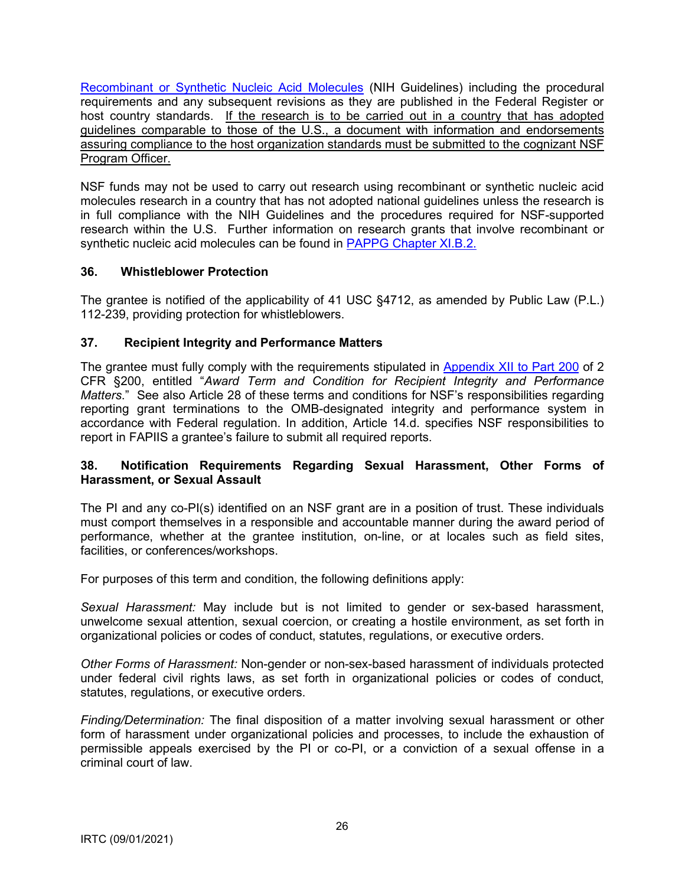Recombinant or Synthetic Nucleic Acid Molecules (NIH Guidelines) including the procedural requirements and any subsequent revisions as they are published in the Federal Register or host country standards. If the research is to be carried out in a country that has adopted guidelines comparable to those of the U.S., a document with information and endorsements assuring compliance to the host organization standards must be submitted to the cognizant NSF Program Officer.

NSF funds may not be used to carry out research using recombinant or synthetic nucleic acid molecules research in a country that has not adopted national guidelines unless the research is in full compliance with the NIH Guidelines and the procedures required for NSF-supported research within the U.S. Further information on research grants that involve recombinant or synthetic nucleic acid molecules can be found in PAPPG Chapter XI.B.2.

### 36. Whistleblower Protection

The grantee is notified of the applicability of 41 USC §4712, as amended by Public Law (P.L.) 112-239, providing protection for whistleblowers.

### 37. Recipient Integrity and Performance Matters

The grantee must fully comply with the requirements stipulated in Appendix XII to Part 200 of 2 CFR §200, entitled "*Award Term and Condition for Recipient Integrity and Performance Matters*." See also Article 28 of these terms and conditions for NSF's responsibilities regarding reporting grant terminations to the OMB-designated integrity and performance system in accordance with Federal regulation. In addition, Article 14.d. specifies NSF responsibilities to report in FAPIIS a grantee's failure to submit all required reports.

### 38. Notification Requirements Regarding Sexual Harassment, Other Forms of Harassment, or Sexual Assault

The PI and any co-PI(s) identified on an NSF grant are in a position of trust. These individuals must comport themselves in a responsible and accountable manner during the award period of performance, whether at the grantee institution, on-line, or at locales such as field sites, facilities, or conferences/workshops.

For purposes of this term and condition, the following definitions apply:

*Sexual Harassment:* May include but is not limited to gender or sex-based harassment, unwelcome sexual attention, sexual coercion, or creating a hostile environment, as set forth in organizational policies or codes of conduct, statutes, regulations, or executive orders.

*Other Forms of Harassment:* Non-gender or non-sex-based harassment of individuals protected under federal civil rights laws, as set forth in organizational policies or codes of conduct, statutes, regulations, or executive orders.

*Finding/Determination:* The final disposition of a matter involving sexual harassment or other form of harassment under organizational policies and processes, to include the exhaustion of permissible appeals exercised by the PI or co-PI, or a conviction of a sexual offense in a criminal court of law.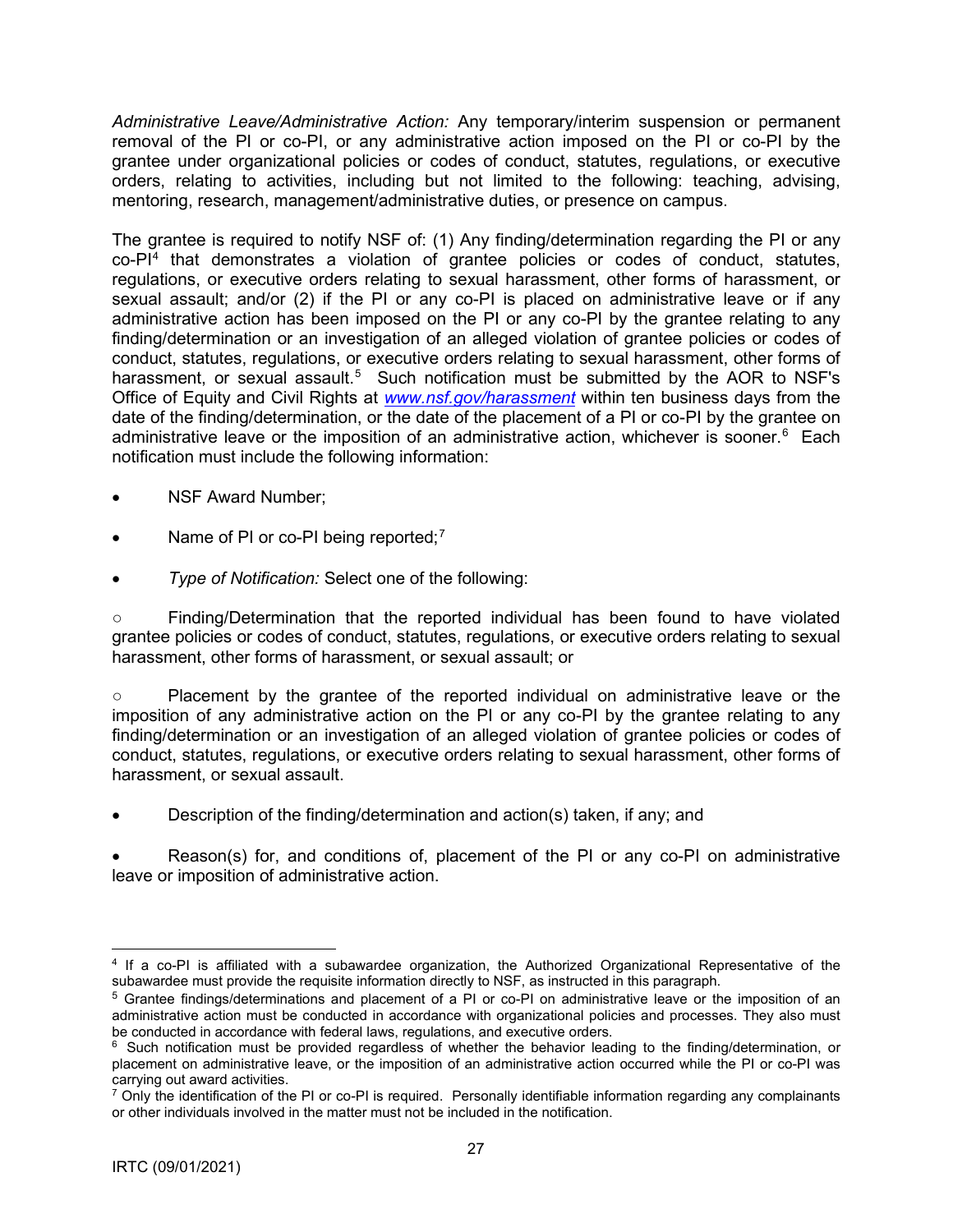*Administrative Leave/Administrative Action:* Any temporary/interim suspension or permanent removal of the PI or co-PI, or any administrative action imposed on the PI or co-PI by the grantee under organizational policies or codes of conduct, statutes, regulations, or executive orders, relating to activities, including but not limited to the following: teaching, advising, mentoring, research, management/administrative duties, or presence on campus.

The grantee is required to notify NSF of: (1) Any finding/determination regarding the PI or any co-PI[4] that demonstrates a violation of grantee policies or codes of conduct, statutes, regulations, or executive orders relating to sexual harassment, other forms of harassment, or sexual assault; and/or (2) if the PI or any co-PI is placed on administrative leave or if any administrative action has been imposed on the PI or any co-PI by the grantee relating to any finding/determination or an investigation of an alleged violation of grantee policies or codes of conduct, statutes, regulations, or executive orders relating to sexual harassment, other forms of harassment, or sexual assault.[5] Such notification must be submitted by the AOR to NSF's Office of Equity and Civil Rights at *www.nsf.gov/harassment* within ten business days from the date of the finding/determination, or the date of the placement of a PI or co-PI by the grantee on administrative leave or the imposition of an administrative action, whichever is sooner.[6] Each notification must include the following information:

- NSF Award Number;
- Name of PI or co-PI being reported;[7]
- *Type of Notification:* Select one of the following:

○ Finding/Determination that the reported individual has been found to have violated grantee policies or codes of conduct, statutes, regulations, or executive orders relating to sexual harassment, other forms of harassment, or sexual assault; or

○ Placement by the grantee of the reported individual on administrative leave or the imposition of any administrative action on the PI or any co-PI by the grantee relating to any finding/determination or an investigation of an alleged violation of grantee policies or codes of conduct, statutes, regulations, or executive orders relating to sexual harassment, other forms of harassment, or sexual assault.

- Description of the finding/determination and action(s) taken, if any; and
- Reason(s) for, and conditions of, placement of the PI or any co-PI on administrative leave or imposition of administrative action.

---

[4] If a co-PI is affiliated with a subawardee organization, the Authorized Organizational Representative of the subawardee must provide the requisite information directly to NSF, as instructed in this paragraph.

[5] Grantee findings/determinations and placement of a PI or co-PI on administrative leave or the imposition of an administrative action must be conducted in accordance with organizational policies and processes. They also must be conducted in accordance with federal laws, regulations, and executive orders.

[6] Such notification must be provided regardless of whether the behavior leading to the finding/determination, or placement on administrative leave, or the imposition of an administrative action occurred while the PI or co-PI was carrying out award activities.

[7] Only the identification of the PI or co-PI is required. Personally identifiable information regarding any complainants or other individuals involved in the matter must not be included in the notification.

IRTC (09/01/2021)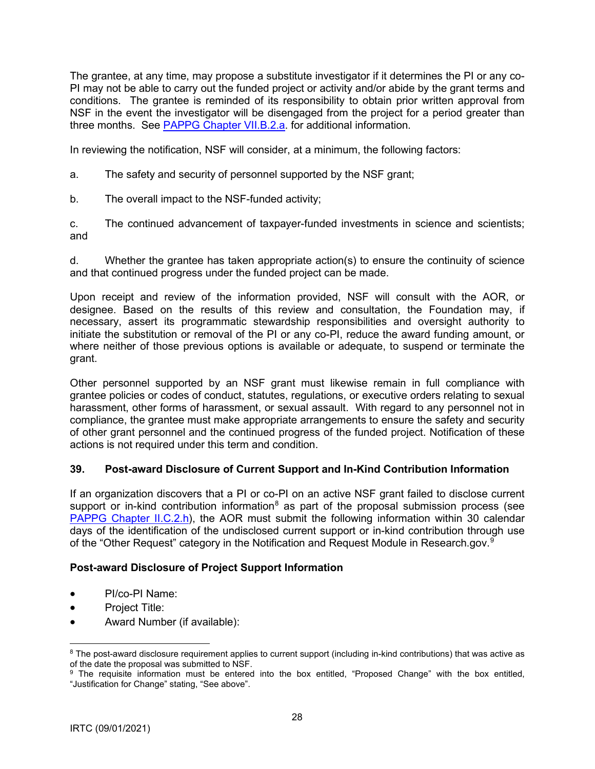The grantee, at any time, may propose a substitute investigator if it determines the PI or any co-PI may not be able to carry out the funded project or activity and/or abide by the grant terms and conditions. The grantee is reminded of its responsibility to obtain prior written approval from NSF in the event the investigator will be disengaged from the project for a period greater than three months. See PAPPG Chapter VII.B.2.a. for additional information.

In reviewing the notification, NSF will consider, at a minimum, the following factors:

a. The safety and security of personnel supported by the NSF grant;

b. The overall impact to the NSF-funded activity;

c. The continued advancement of taxpayer-funded investments in science and scientists; and

d. Whether the grantee has taken appropriate action(s) to ensure the continuity of science and that continued progress under the funded project can be made.

Upon receipt and review of the information provided, NSF will consult with the AOR, or designee. Based on the results of this review and consultation, the Foundation may, if necessary, assert its programmatic stewardship responsibilities and oversight authority to initiate the substitution or removal of the PI or any co-PI, reduce the award funding amount, or where neither of those previous options is available or adequate, to suspend or terminate the grant.

Other personnel supported by an NSF grant must likewise remain in full compliance with grantee policies or codes of conduct, statutes, regulations, or executive orders relating to sexual harassment, other forms of harassment, or sexual assault. With regard to any personnel not in compliance, the grantee must make appropriate arrangements to ensure the safety and security of other grant personnel and the continued progress of the funded project. Notification of these actions is not required under this term and condition.

### 39. Post-award Disclosure of Current Support and In-Kind Contribution Information

If an organization discovers that a PI or co-PI on an active NSF grant failed to disclose current support or in-kind contribution information[8] as part of the proposal submission process (see PAPPG Chapter II.C.2.h), the AOR must submit the following information within 30 calendar days of the identification of the undisclosed current support or in-kind contribution through use of the "Other Request" category in the Notification and Request Module in Research.gov.[9]

**Post-award Disclosure of Project Support Information**

- PI/co-PI Name:
- Project Title:
- Award Number (if available):

---

[8] The post-award disclosure requirement applies to current support (including in-kind contributions) that was active as of the date the proposal was submitted to NSF.

[9] The requisite information must be entered into the box entitled, "Proposed Change" with the box entitled, "Justification for Change" stating, "See above".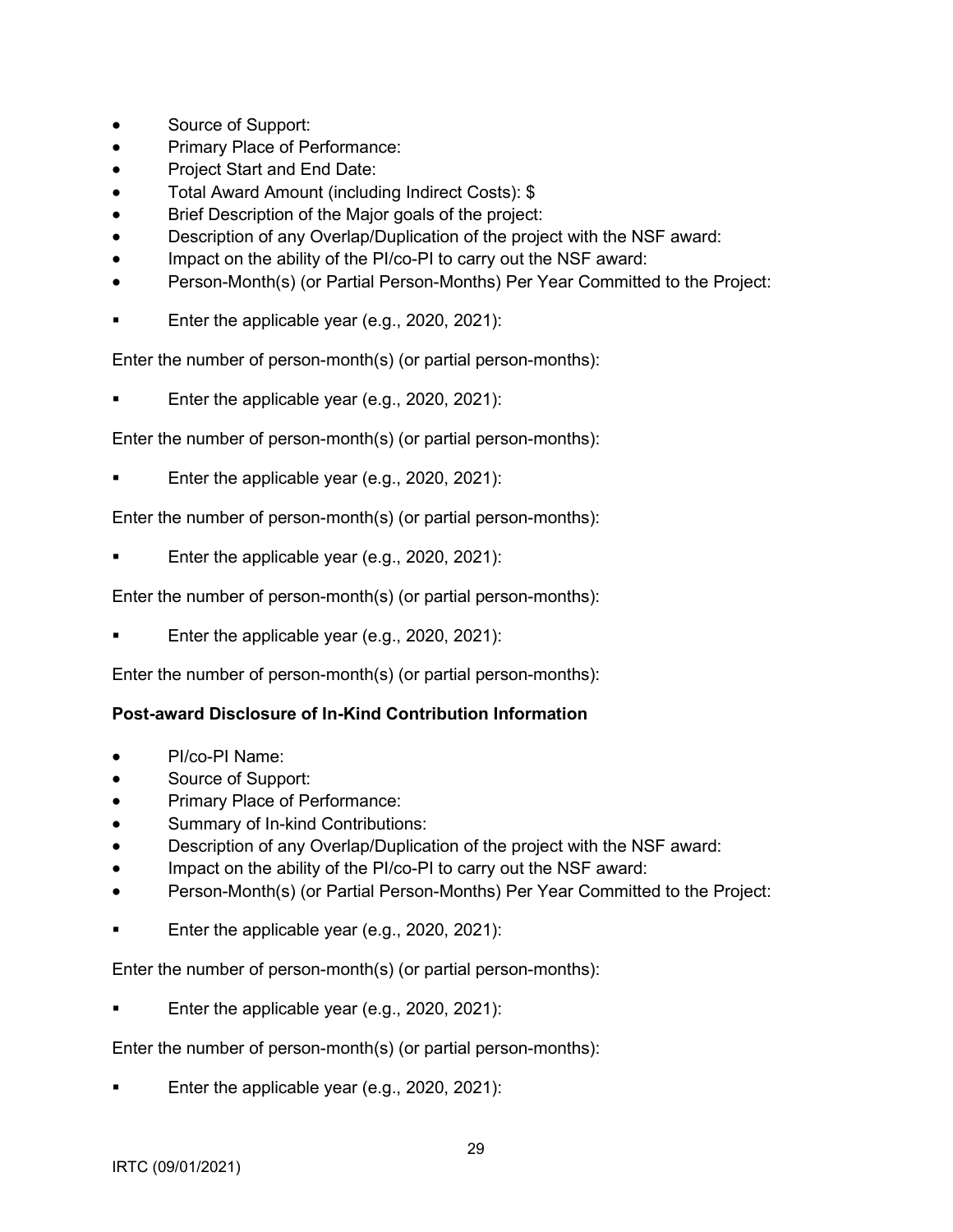- Source of Support:
- Primary Place of Performance:
- Project Start and End Date:
- Total Award Amount (including Indirect Costs): $
- Brief Description of the Major goals of the project:
- Description of any Overlap/Duplication of the project with the NSF award:
- Impact on the ability of the PI/co-PI to carry out the NSF award:
- Person-Month(s) (or Partial Person-Months) Per Year Committed to the Project:

▪ Enter the applicable year (e.g., 2020, 2021):

Enter the number of person-month(s) (or partial person-months):

▪ Enter the applicable year (e.g., 2020, 2021):

Enter the number of person-month(s) (or partial person-months):

▪ Enter the applicable year (e.g., 2020, 2021):

Enter the number of person-month(s) (or partial person-months):

▪ Enter the applicable year (e.g., 2020, 2021):

Enter the number of person-month(s) (or partial person-months):

▪ Enter the applicable year (e.g., 2020, 2021):

Enter the number of person-month(s) (or partial person-months):

**Post-award Disclosure of In-Kind Contribution Information**

- PI/co-PI Name:
- Source of Support:
- Primary Place of Performance:
- Summary of In-kind Contributions:
- Description of any Overlap/Duplication of the project with the NSF award:
- Impact on the ability of the PI/co-PI to carry out the NSF award:
- Person-Month(s) (or Partial Person-Months) Per Year Committed to the Project:

▪ Enter the applicable year (e.g., 2020, 2021):

Enter the number of person-month(s) (or partial person-months):

▪ Enter the applicable year (e.g., 2020, 2021):

Enter the number of person-month(s) (or partial person-months):

▪ Enter the applicable year (e.g., 2020, 2021):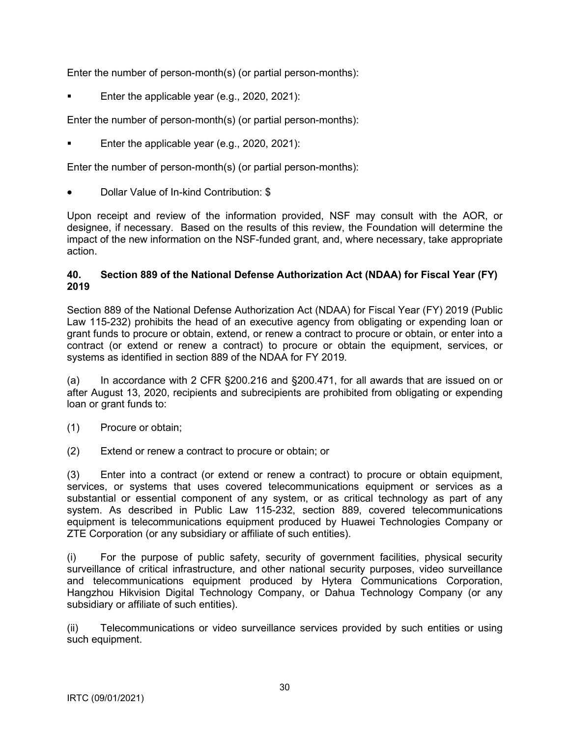Enter the number of person-month(s) (or partial person-months):

- Enter the applicable year (e.g., 2020, 2021):

Enter the number of person-month(s) (or partial person-months):

- Enter the applicable year (e.g., 2020, 2021):

Enter the number of person-month(s) (or partial person-months):

- Dollar Value of In-kind Contribution: $

Upon receipt and review of the information provided, NSF may consult with the AOR, or designee, if necessary. Based on the results of this review, the Foundation will determine the impact of the new information on the NSF-funded grant, and, where necessary, take appropriate action.

**40. Section 889 of the National Defense Authorization Act (NDAA) for Fiscal Year (FY) 2019**

Section 889 of the National Defense Authorization Act (NDAA) for Fiscal Year (FY) 2019 (Public Law 115-232) prohibits the head of an executive agency from obligating or expending loan or grant funds to procure or obtain, extend, or renew a contract to procure or obtain, or enter into a contract (or extend or renew a contract) to procure or obtain the equipment, services, or systems as identified in section 889 of the NDAA for FY 2019.

(a) In accordance with 2 CFR §200.216 and §200.471, for all awards that are issued on or after August 13, 2020, recipients and subrecipients are prohibited from obligating or expending loan or grant funds to:

(1) Procure or obtain;

(2) Extend or renew a contract to procure or obtain; or

(3) Enter into a contract (or extend or renew a contract) to procure or obtain equipment, services, or systems that uses covered telecommunications equipment or services as a substantial or essential component of any system, or as critical technology as part of any system. As described in Public Law 115-232, section 889, covered telecommunications equipment is telecommunications equipment produced by Huawei Technologies Company or ZTE Corporation (or any subsidiary or affiliate of such entities).

(i) For the purpose of public safety, security of government facilities, physical security surveillance of critical infrastructure, and other national security purposes, video surveillance and telecommunications equipment produced by Hytera Communications Corporation, Hangzhou Hikvision Digital Technology Company, or Dahua Technology Company (or any subsidiary or affiliate of such entities).

(ii) Telecommunications or video surveillance services provided by such entities or using such equipment.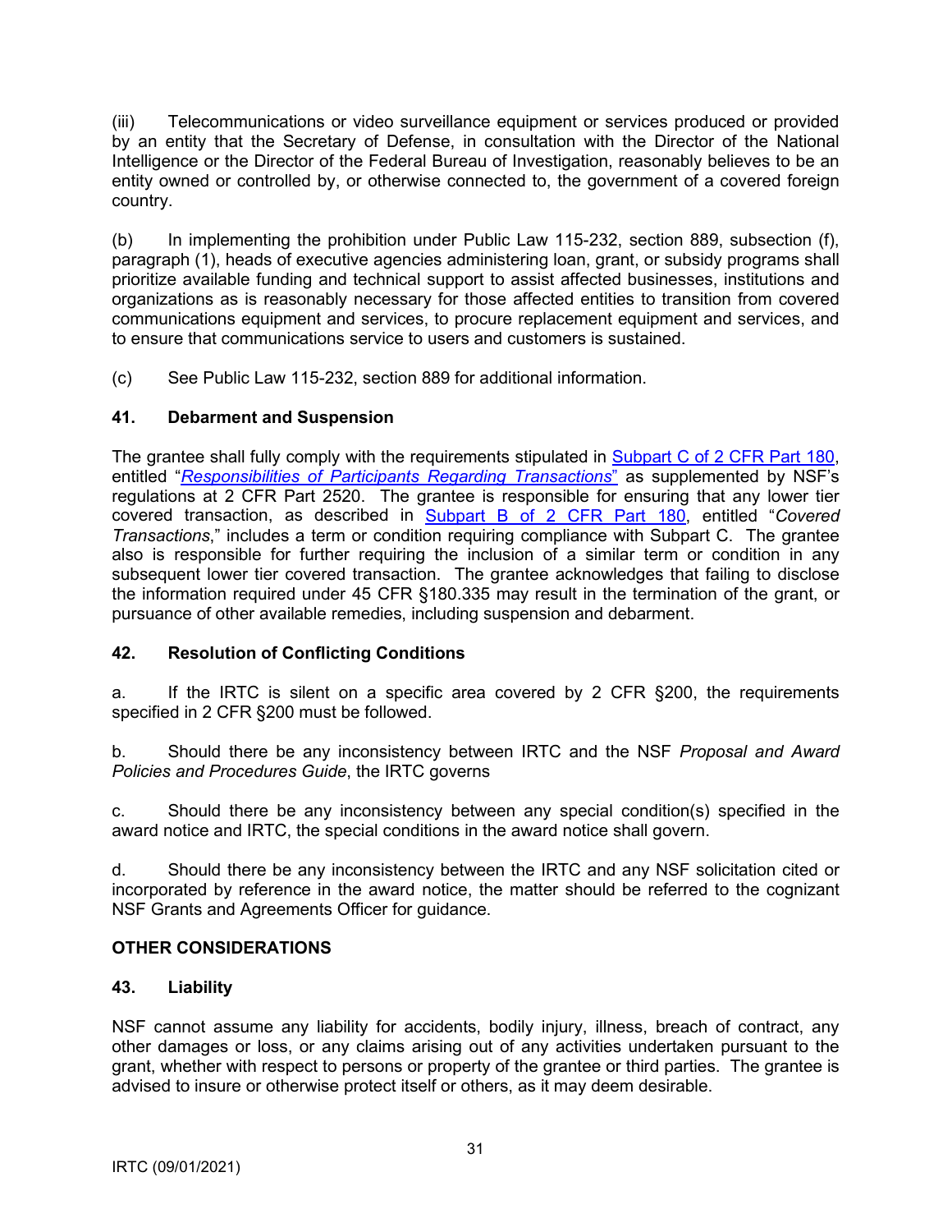(iii) Telecommunications or video surveillance equipment or services produced or provided by an entity that the Secretary of Defense, in consultation with the Director of the National Intelligence or the Director of the Federal Bureau of Investigation, reasonably believes to be an entity owned or controlled by, or otherwise connected to, the government of a covered foreign country.

(b) In implementing the prohibition under Public Law 115-232, section 889, subsection (f), paragraph (1), heads of executive agencies administering loan, grant, or subsidy programs shall prioritize available funding and technical support to assist affected businesses, institutions and organizations as is reasonably necessary for those affected entities to transition from covered communications equipment and services, to procure replacement equipment and services, and to ensure that communications service to users and customers is sustained.

(c) See Public Law 115-232, section 889 for additional information.

### 41. Debarment and Suspension

The grantee shall fully comply with the requirements stipulated in Subpart C of 2 CFR Part 180, entitled "*Responsibilities of Participants Regarding Transactions*" as supplemented by NSF's regulations at 2 CFR Part 2520. The grantee is responsible for ensuring that any lower tier covered transaction, as described in Subpart B of 2 CFR Part 180, entitled "*Covered Transactions*," includes a term or condition requiring compliance with Subpart C. The grantee also is responsible for further requiring the inclusion of a similar term or condition in any subsequent lower tier covered transaction. The grantee acknowledges that failing to disclose the information required under 45 CFR §180.335 may result in the termination of the grant, or pursuance of other available remedies, including suspension and debarment.

### 42. Resolution of Conflicting Conditions

a. If the IRTC is silent on a specific area covered by 2 CFR §200, the requirements specified in 2 CFR §200 must be followed.

b. Should there be any inconsistency between IRTC and the NSF *Proposal and Award Policies and Procedures Guide*, the IRTC governs

c. Should there be any inconsistency between any special condition(s) specified in the award notice and IRTC, the special conditions in the award notice shall govern.

d. Should there be any inconsistency between the IRTC and any NSF solicitation cited or incorporated by reference in the award notice, the matter should be referred to the cognizant NSF Grants and Agreements Officer for guidance.

## OTHER CONSIDERATIONS

### 43. Liability

NSF cannot assume any liability for accidents, bodily injury, illness, breach of contract, any other damages or loss, or any claims arising out of any activities undertaken pursuant to the grant, whether with respect to persons or property of the grantee or third parties. The grantee is advised to insure or otherwise protect itself or others, as it may deem desirable.

IRTC (09/01/2021)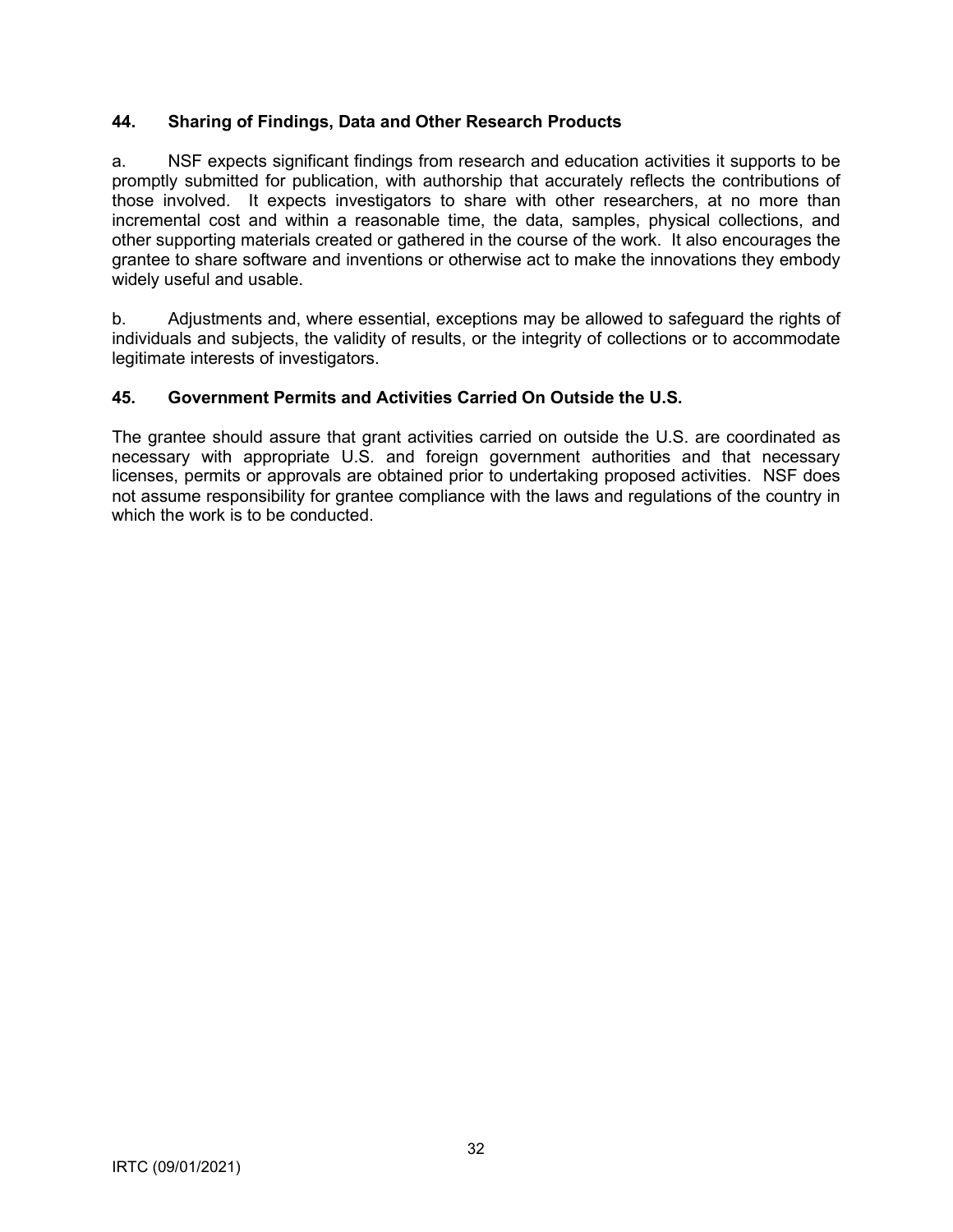### 44. Sharing of Findings, Data and Other Research Products

a. NSF expects significant findings from research and education activities it supports to be promptly submitted for publication, with authorship that accurately reflects the contributions of those involved. It expects investigators to share with other researchers, at no more than incremental cost and within a reasonable time, the data, samples, physical collections, and other supporting materials created or gathered in the course of the work. It also encourages the grantee to share software and inventions or otherwise act to make the innovations they embody widely useful and usable.

b. Adjustments and, where essential, exceptions may be allowed to safeguard the rights of individuals and subjects, the validity of results, or the integrity of collections or to accommodate legitimate interests of investigators.

### 45. Government Permits and Activities Carried On Outside the U.S.

The grantee should assure that grant activities carried on outside the U.S. are coordinated as necessary with appropriate U.S. and foreign government authorities and that necessary licenses, permits or approvals are obtained prior to undertaking proposed activities. NSF does not assume responsibility for grantee compliance with the laws and regulations of the country in which the work is to be conducted.